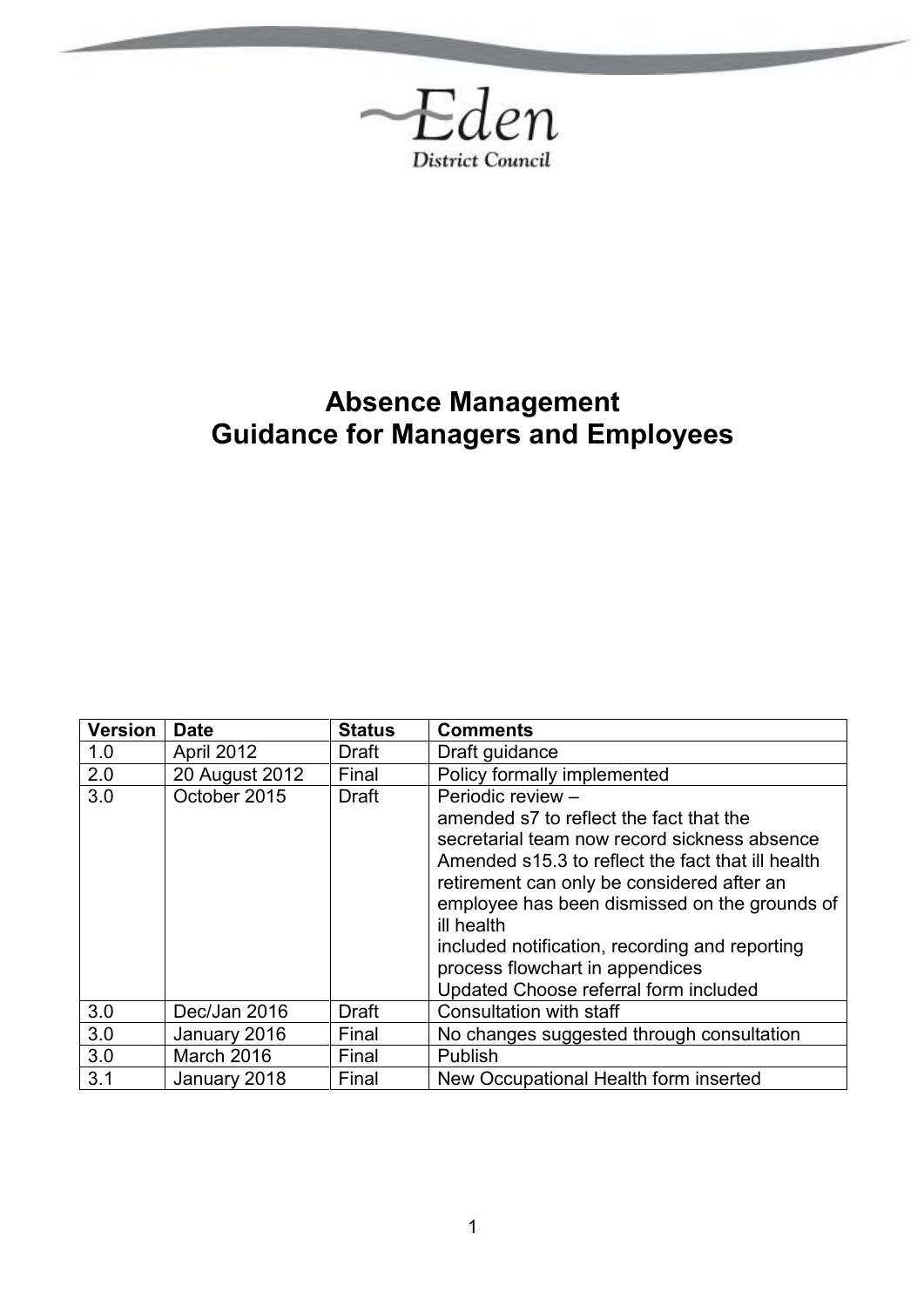Eden

District Council

# Absence Management
# Guidance for Managers and Employees

| Version | Date | Status | Comments |
|---|---|---|---|
| 1.0 | April 2012 | Draft | Draft guidance |
| 2.0 | 20 August 2012 | Final | Policy formally implemented |
| 3.0 | October 2015 | Draft | Periodic review – amended s7 to reflect the fact that the secretarial team now record sickness absence Amended s15.3 to reflect the fact that ill health retirement can only be considered after an employee has been dismissed on the grounds of ill health included notification, recording and reporting process flowchart in appendices Updated Choose referral form included |
| 3.0 | Dec/Jan 2016 | Draft | Consultation with staff |
| 3.0 | January 2016 | Final | No changes suggested through consultation |
| 3.0 | March 2016 | Final | Publish |
| 3.1 | January 2018 | Final | New Occupational Health form inserted |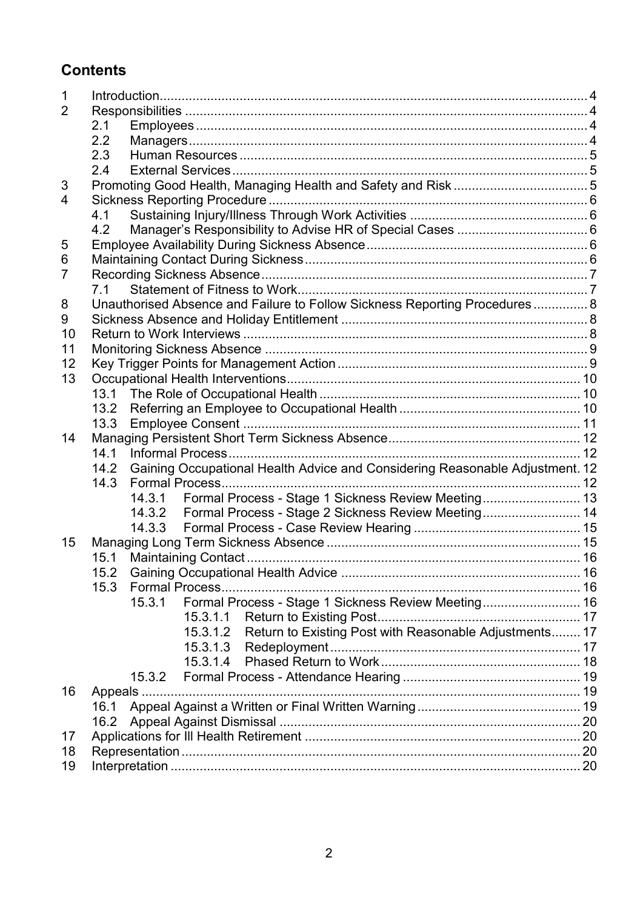## Contents

| | | |
|---|---|---|
| 1 | Introduction | 4 |
| 2 | Responsibilities | 4 |
| 2.1 | Employees | 4 |
| 2.2 | Managers | 4 |
| 2.3 | Human Resources | 5 |
| 2.4 | External Services | 5 |
| 3 | Promoting Good Health, Managing Health and Safety and Risk | 5 |
| 4 | Sickness Reporting Procedure | 6 |
| 4.1 | Sustaining Injury/Illness Through Work Activities | 6 |
| 4.2 | Manager's Responsibility to Advise HR of Special Cases | 6 |
| 5 | Employee Availability During Sickness Absence | 6 |
| 6 | Maintaining Contact During Sickness | 6 |
| 7 | Recording Sickness Absence | 7 |
| 7.1 | Statement of Fitness to Work | 7 |
| 8 | Unauthorised Absence and Failure to Follow Sickness Reporting Procedures | 8 |
| 9 | Sickness Absence and Holiday Entitlement | 8 |
| 10 | Return to Work Interviews | 8 |
| 11 | Monitoring Sickness Absence | 9 |
| 12 | Key Trigger Points for Management Action | 9 |
| 13 | Occupational Health Interventions | 10 |
| 13.1 | The Role of Occupational Health | 10 |
| 13.2 | Referring an Employee to Occupational Health | 10 |
| 13.3 | Employee Consent | 11 |
| 14 | Managing Persistent Short Term Sickness Absence | 12 |
| 14.1 | Informal Process | 12 |
| 14.2 | Gaining Occupational Health Advice and Considering Reasonable Adjustment | 12 |
| 14.3 | Formal Process | 12 |
| 14.3.1 | Formal Process - Stage 1 Sickness Review Meeting | 13 |
| 14.3.2 | Formal Process - Stage 2 Sickness Review Meeting | 14 |
| 14.3.3 | Formal Process - Case Review Hearing | 15 |
| 15 | Managing Long Term Sickness Absence | 15 |
| 15.1 | Maintaining Contact | 16 |
| 15.2 | Gaining Occupational Health Advice | 16 |
| 15.3 | Formal Process | 16 |
| 15.3.1 | Formal Process - Stage 1 Sickness Review Meeting | 16 |
| 15.3.1.1 | Return to Existing Post | 17 |
| 15.3.1.2 | Return to Existing Post with Reasonable Adjustments | 17 |
| 15.3.1.3 | Redeployment | 17 |
| 15.3.1.4 | Phased Return to Work | 18 |
| 15.3.2 | Formal Process - Attendance Hearing | 19 |
| 16 | Appeals | 19 |
| 16.1 | Appeal Against a Written or Final Written Warning | 19 |
| 16.2 | Appeal Against Dismissal | 20 |
| 17 | Applications for Ill Health Retirement | 20 |
| 18 | Representation | 20 |
| 19 | Interpretation | 20 |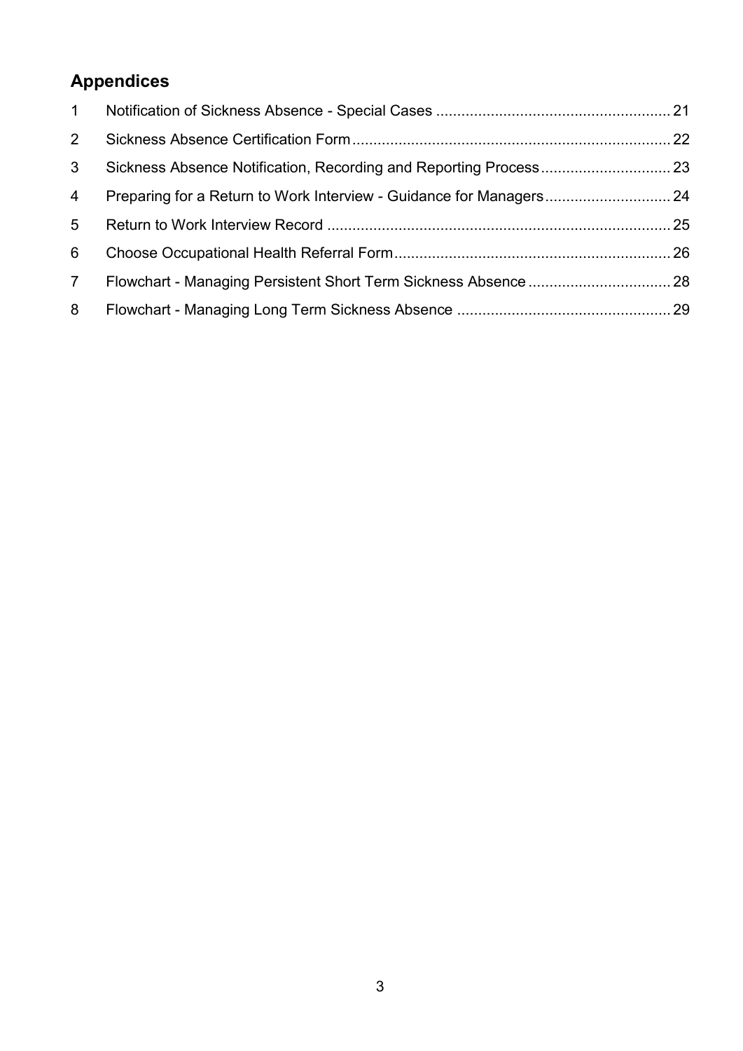## Appendices

| | | |
|---|---|---|
| 1 | Notification of Sickness Absence - Special Cases | 21 |
| 2 | Sickness Absence Certification Form | 22 |
| 3 | Sickness Absence Notification, Recording and Reporting Process | 23 |
| 4 | Preparing for a Return to Work Interview - Guidance for Managers | 24 |
| 5 | Return to Work Interview Record | 25 |
| 6 | Choose Occupational Health Referral Form | 26 |
| 7 | Flowchart - Managing Persistent Short Term Sickness Absence | 28 |
| 8 | Flowchart - Managing Long Term Sickness Absence | 29 |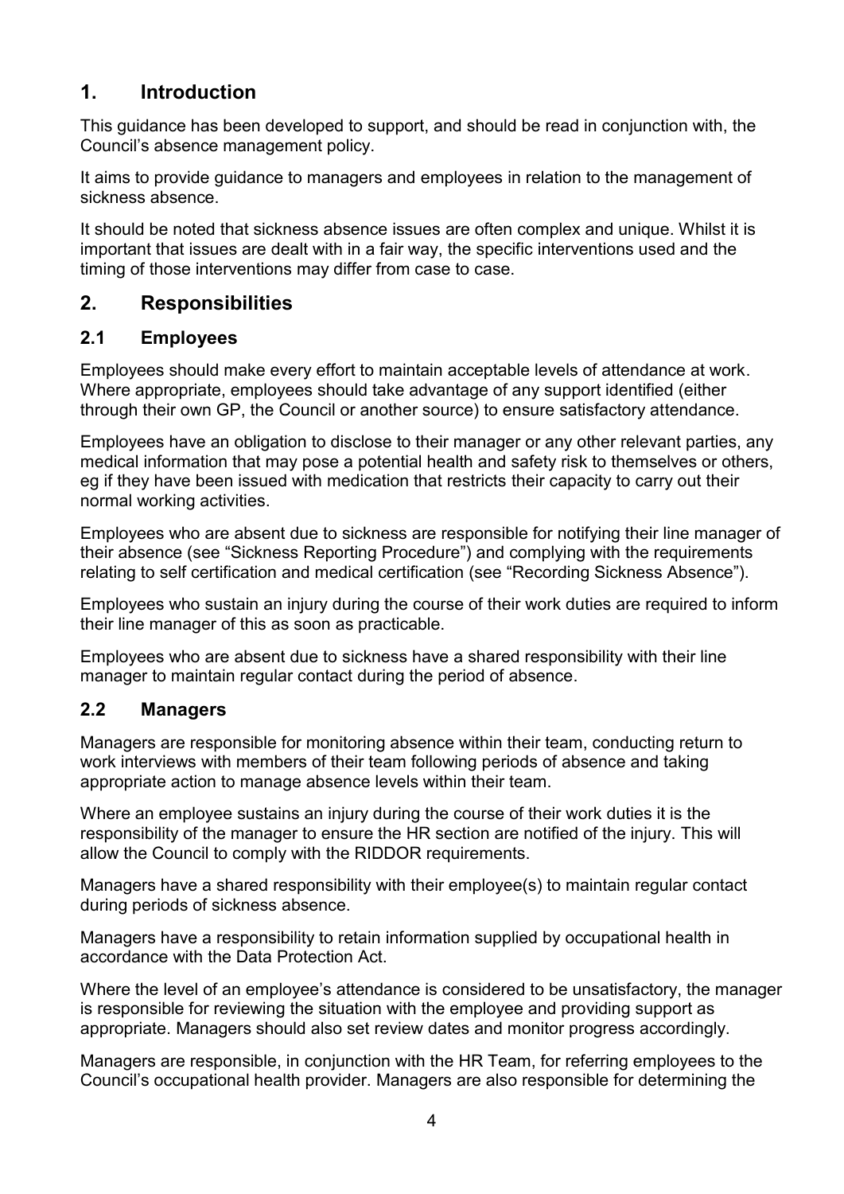## 1. Introduction

This guidance has been developed to support, and should be read in conjunction with, the Council's absence management policy.

It aims to provide guidance to managers and employees in relation to the management of sickness absence.

It should be noted that sickness absence issues are often complex and unique. Whilst it is important that issues are dealt with in a fair way, the specific interventions used and the timing of those interventions may differ from case to case.

## 2. Responsibilities

### 2.1 Employees

Employees should make every effort to maintain acceptable levels of attendance at work. Where appropriate, employees should take advantage of any support identified (either through their own GP, the Council or another source) to ensure satisfactory attendance.

Employees have an obligation to disclose to their manager or any other relevant parties, any medical information that may pose a potential health and safety risk to themselves or others, eg if they have been issued with medication that restricts their capacity to carry out their normal working activities.

Employees who are absent due to sickness are responsible for notifying their line manager of their absence (see "Sickness Reporting Procedure") and complying with the requirements relating to self certification and medical certification (see "Recording Sickness Absence").

Employees who sustain an injury during the course of their work duties are required to inform their line manager of this as soon as practicable.

Employees who are absent due to sickness have a shared responsibility with their line manager to maintain regular contact during the period of absence.

### 2.2 Managers

Managers are responsible for monitoring absence within their team, conducting return to work interviews with members of their team following periods of absence and taking appropriate action to manage absence levels within their team.

Where an employee sustains an injury during the course of their work duties it is the responsibility of the manager to ensure the HR section are notified of the injury. This will allow the Council to comply with the RIDDOR requirements.

Managers have a shared responsibility with their employee(s) to maintain regular contact during periods of sickness absence.

Managers have a responsibility to retain information supplied by occupational health in accordance with the Data Protection Act.

Where the level of an employee's attendance is considered to be unsatisfactory, the manager is responsible for reviewing the situation with the employee and providing support as appropriate. Managers should also set review dates and monitor progress accordingly.

Managers are responsible, in conjunction with the HR Team, for referring employees to the Council's occupational health provider. Managers are also responsible for determining the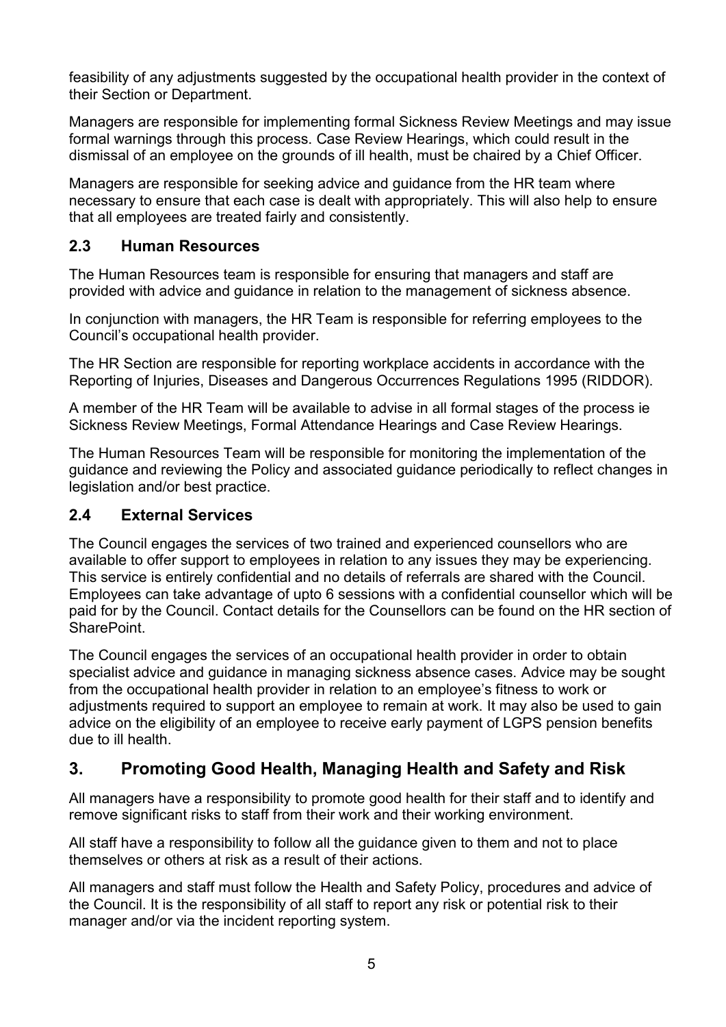feasibility of any adjustments suggested by the occupational health provider in the context of their Section or Department.

Managers are responsible for implementing formal Sickness Review Meetings and may issue formal warnings through this process. Case Review Hearings, which could result in the dismissal of an employee on the grounds of ill health, must be chaired by a Chief Officer.

Managers are responsible for seeking advice and guidance from the HR team where necessary to ensure that each case is dealt with appropriately. This will also help to ensure that all employees are treated fairly and consistently.

### 2.3 Human Resources

The Human Resources team is responsible for ensuring that managers and staff are provided with advice and guidance in relation to the management of sickness absence.

In conjunction with managers, the HR Team is responsible for referring employees to the Council's occupational health provider.

The HR Section are responsible for reporting workplace accidents in accordance with the Reporting of Injuries, Diseases and Dangerous Occurrences Regulations 1995 (RIDDOR).

A member of the HR Team will be available to advise in all formal stages of the process ie Sickness Review Meetings, Formal Attendance Hearings and Case Review Hearings.

The Human Resources Team will be responsible for monitoring the implementation of the guidance and reviewing the Policy and associated guidance periodically to reflect changes in legislation and/or best practice.

### 2.4 External Services

The Council engages the services of two trained and experienced counsellors who are available to offer support to employees in relation to any issues they may be experiencing. This service is entirely confidential and no details of referrals are shared with the Council. Employees can take advantage of upto 6 sessions with a confidential counsellor which will be paid for by the Council. Contact details for the Counsellors can be found on the HR section of SharePoint.

The Council engages the services of an occupational health provider in order to obtain specialist advice and guidance in managing sickness absence cases. Advice may be sought from the occupational health provider in relation to an employee's fitness to work or adjustments required to support an employee to remain at work. It may also be used to gain advice on the eligibility of an employee to receive early payment of LGPS pension benefits due to ill health.

## 3. Promoting Good Health, Managing Health and Safety and Risk

All managers have a responsibility to promote good health for their staff and to identify and remove significant risks to staff from their work and their working environment.

All staff have a responsibility to follow all the guidance given to them and not to place themselves or others at risk as a result of their actions.

All managers and staff must follow the Health and Safety Policy, procedures and advice of the Council. It is the responsibility of all staff to report any risk or potential risk to their manager and/or via the incident reporting system.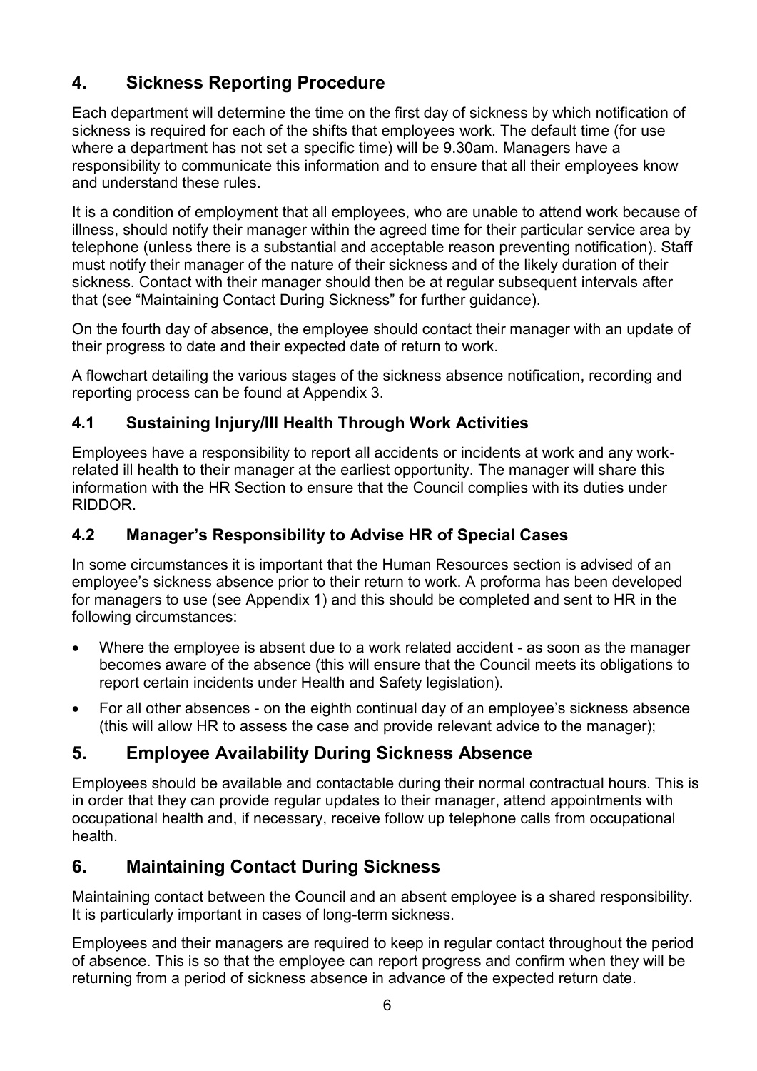## 4. Sickness Reporting Procedure

Each department will determine the time on the first day of sickness by which notification of sickness is required for each of the shifts that employees work. The default time (for use where a department has not set a specific time) will be 9.30am. Managers have a responsibility to communicate this information and to ensure that all their employees know and understand these rules.

It is a condition of employment that all employees, who are unable to attend work because of illness, should notify their manager within the agreed time for their particular service area by telephone (unless there is a substantial and acceptable reason preventing notification). Staff must notify their manager of the nature of their sickness and of the likely duration of their sickness. Contact with their manager should then be at regular subsequent intervals after that (see "Maintaining Contact During Sickness" for further guidance).

On the fourth day of absence, the employee should contact their manager with an update of their progress to date and their expected date of return to work.

A flowchart detailing the various stages of the sickness absence notification, recording and reporting process can be found at Appendix 3.

### 4.1 Sustaining Injury/Ill Health Through Work Activities

Employees have a responsibility to report all accidents or incidents at work and any work-related ill health to their manager at the earliest opportunity. The manager will share this information with the HR Section to ensure that the Council complies with its duties under RIDDOR.

### 4.2 Manager's Responsibility to Advise HR of Special Cases

In some circumstances it is important that the Human Resources section is advised of an employee's sickness absence prior to their return to work. A proforma has been developed for managers to use (see Appendix 1) and this should be completed and sent to HR in the following circumstances:

- Where the employee is absent due to a work related accident - as soon as the manager becomes aware of the absence (this will ensure that the Council meets its obligations to report certain incidents under Health and Safety legislation).
- For all other absences - on the eighth continual day of an employee's sickness absence (this will allow HR to assess the case and provide relevant advice to the manager);

## 5. Employee Availability During Sickness Absence

Employees should be available and contactable during their normal contractual hours. This is in order that they can provide regular updates to their manager, attend appointments with occupational health and, if necessary, receive follow up telephone calls from occupational health.

## 6. Maintaining Contact During Sickness

Maintaining contact between the Council and an absent employee is a shared responsibility. It is particularly important in cases of long-term sickness.

Employees and their managers are required to keep in regular contact throughout the period of absence. This is so that the employee can report progress and confirm when they will be returning from a period of sickness absence in advance of the expected return date.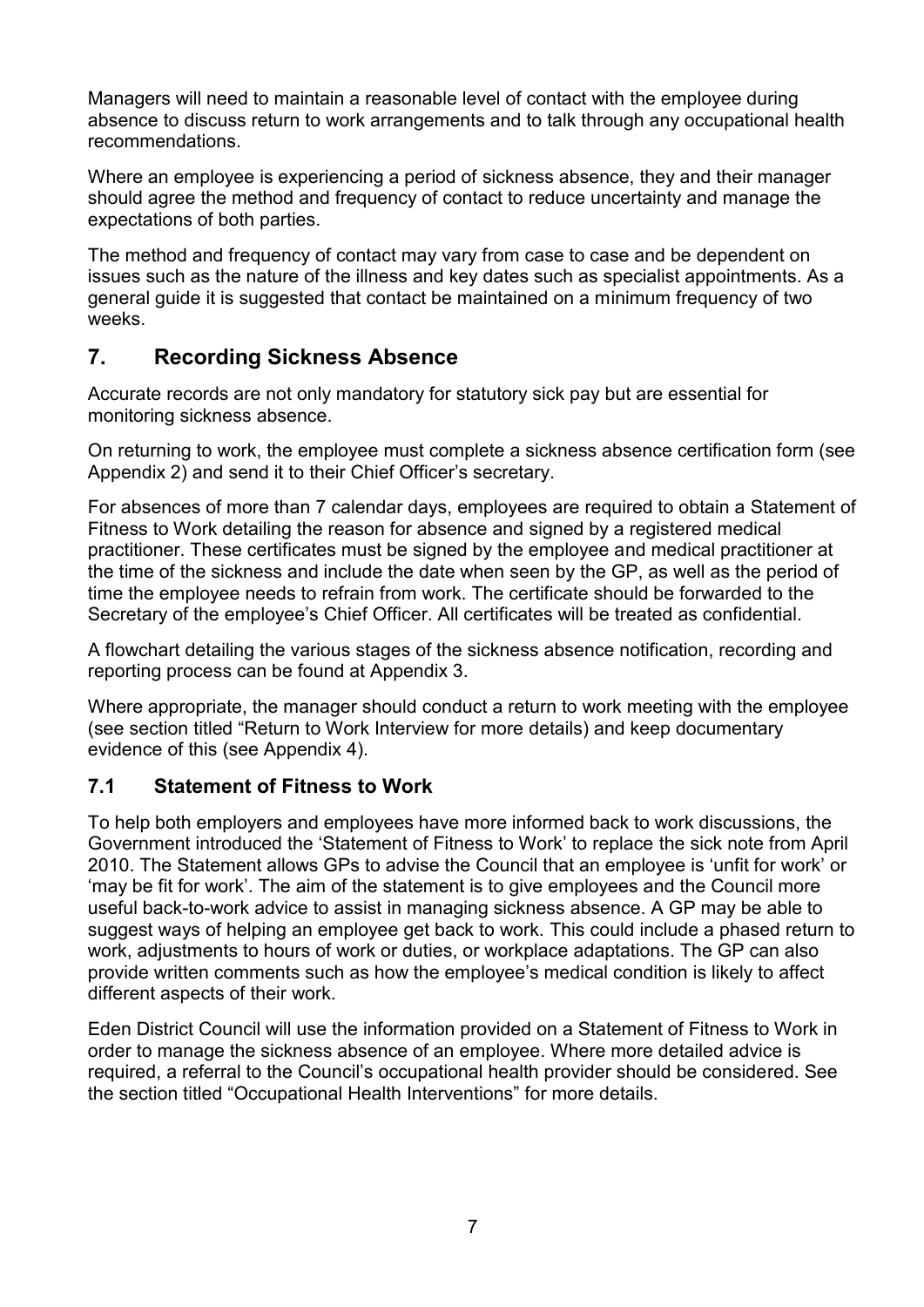Managers will need to maintain a reasonable level of contact with the employee during absence to discuss return to work arrangements and to talk through any occupational health recommendations.

Where an employee is experiencing a period of sickness absence, they and their manager should agree the method and frequency of contact to reduce uncertainty and manage the expectations of both parties.

The method and frequency of contact may vary from case to case and be dependent on issues such as the nature of the illness and key dates such as specialist appointments. As a general guide it is suggested that contact be maintained on a minimum frequency of two weeks.

## 7. Recording Sickness Absence

Accurate records are not only mandatory for statutory sick pay but are essential for monitoring sickness absence.

On returning to work, the employee must complete a sickness absence certification form (see Appendix 2) and send it to their Chief Officer's secretary.

For absences of more than 7 calendar days, employees are required to obtain a Statement of Fitness to Work detailing the reason for absence and signed by a registered medical practitioner. These certificates must be signed by the employee and medical practitioner at the time of the sickness and include the date when seen by the GP, as well as the period of time the employee needs to refrain from work. The certificate should be forwarded to the Secretary of the employee's Chief Officer. All certificates will be treated as confidential.

A flowchart detailing the various stages of the sickness absence notification, recording and reporting process can be found at Appendix 3.

Where appropriate, the manager should conduct a return to work meeting with the employee (see section titled "Return to Work Interview for more details) and keep documentary evidence of this (see Appendix 4).

### 7.1 Statement of Fitness to Work

To help both employers and employees have more informed back to work discussions, the Government introduced the 'Statement of Fitness to Work' to replace the sick note from April 2010. The Statement allows GPs to advise the Council that an employee is 'unfit for work' or 'may be fit for work'. The aim of the statement is to give employees and the Council more useful back-to-work advice to assist in managing sickness absence. A GP may be able to suggest ways of helping an employee get back to work. This could include a phased return to work, adjustments to hours of work or duties, or workplace adaptations. The GP can also provide written comments such as how the employee's medical condition is likely to affect different aspects of their work.

Eden District Council will use the information provided on a Statement of Fitness to Work in order to manage the sickness absence of an employee. Where more detailed advice is required, a referral to the Council's occupational health provider should be considered. See the section titled "Occupational Health Interventions" for more details.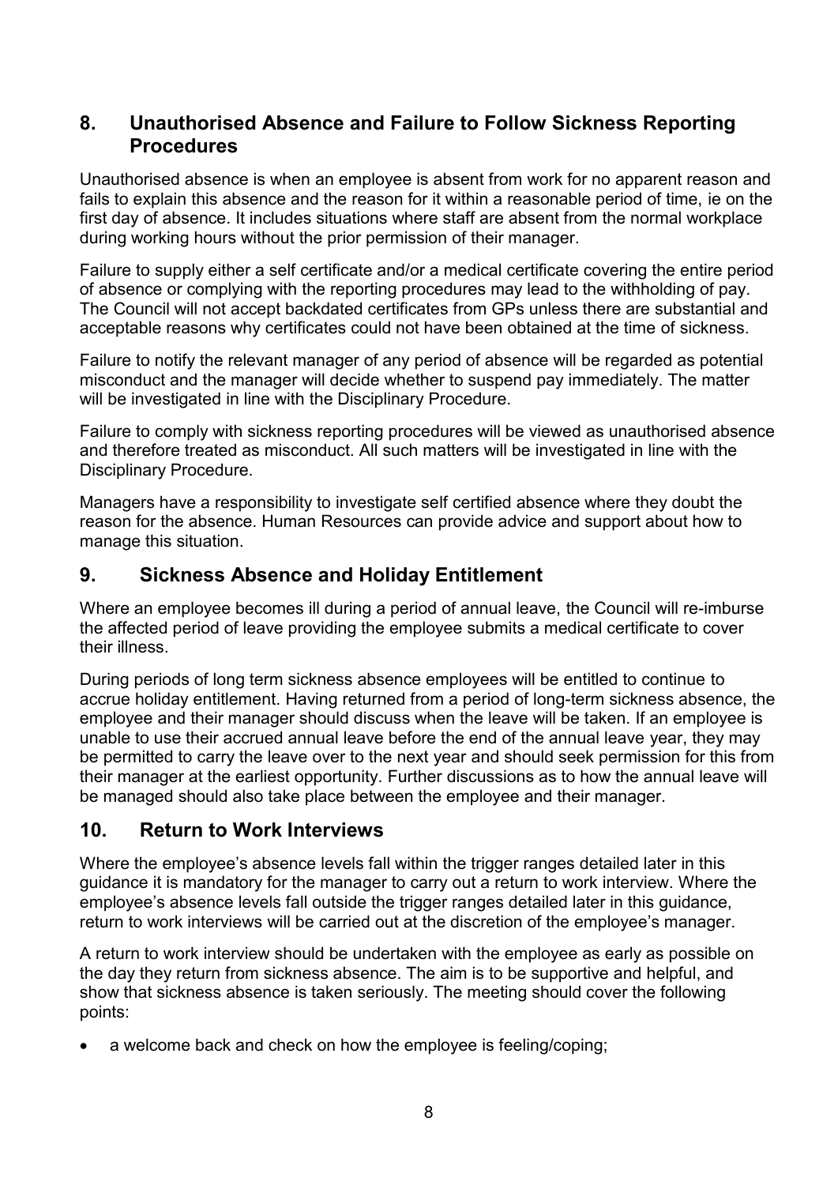## 8. Unauthorised Absence and Failure to Follow Sickness Reporting Procedures

Unauthorised absence is when an employee is absent from work for no apparent reason and fails to explain this absence and the reason for it within a reasonable period of time, ie on the first day of absence. It includes situations where staff are absent from the normal workplace during working hours without the prior permission of their manager.

Failure to supply either a self certificate and/or a medical certificate covering the entire period of absence or complying with the reporting procedures may lead to the withholding of pay. The Council will not accept backdated certificates from GPs unless there are substantial and acceptable reasons why certificates could not have been obtained at the time of sickness.

Failure to notify the relevant manager of any period of absence will be regarded as potential misconduct and the manager will decide whether to suspend pay immediately. The matter will be investigated in line with the Disciplinary Procedure.

Failure to comply with sickness reporting procedures will be viewed as unauthorised absence and therefore treated as misconduct. All such matters will be investigated in line with the Disciplinary Procedure.

Managers have a responsibility to investigate self certified absence where they doubt the reason for the absence. Human Resources can provide advice and support about how to manage this situation.

## 9. Sickness Absence and Holiday Entitlement

Where an employee becomes ill during a period of annual leave, the Council will re-imburse the affected period of leave providing the employee submits a medical certificate to cover their illness.

During periods of long term sickness absence employees will be entitled to continue to accrue holiday entitlement. Having returned from a period of long-term sickness absence, the employee and their manager should discuss when the leave will be taken. If an employee is unable to use their accrued annual leave before the end of the annual leave year, they may be permitted to carry the leave over to the next year and should seek permission for this from their manager at the earliest opportunity. Further discussions as to how the annual leave will be managed should also take place between the employee and their manager.

## 10. Return to Work Interviews

Where the employee's absence levels fall within the trigger ranges detailed later in this guidance it is mandatory for the manager to carry out a return to work interview. Where the employee's absence levels fall outside the trigger ranges detailed later in this guidance, return to work interviews will be carried out at the discretion of the employee's manager.

A return to work interview should be undertaken with the employee as early as possible on the day they return from sickness absence. The aim is to be supportive and helpful, and show that sickness absence is taken seriously. The meeting should cover the following points:

- a welcome back and check on how the employee is feeling/coping;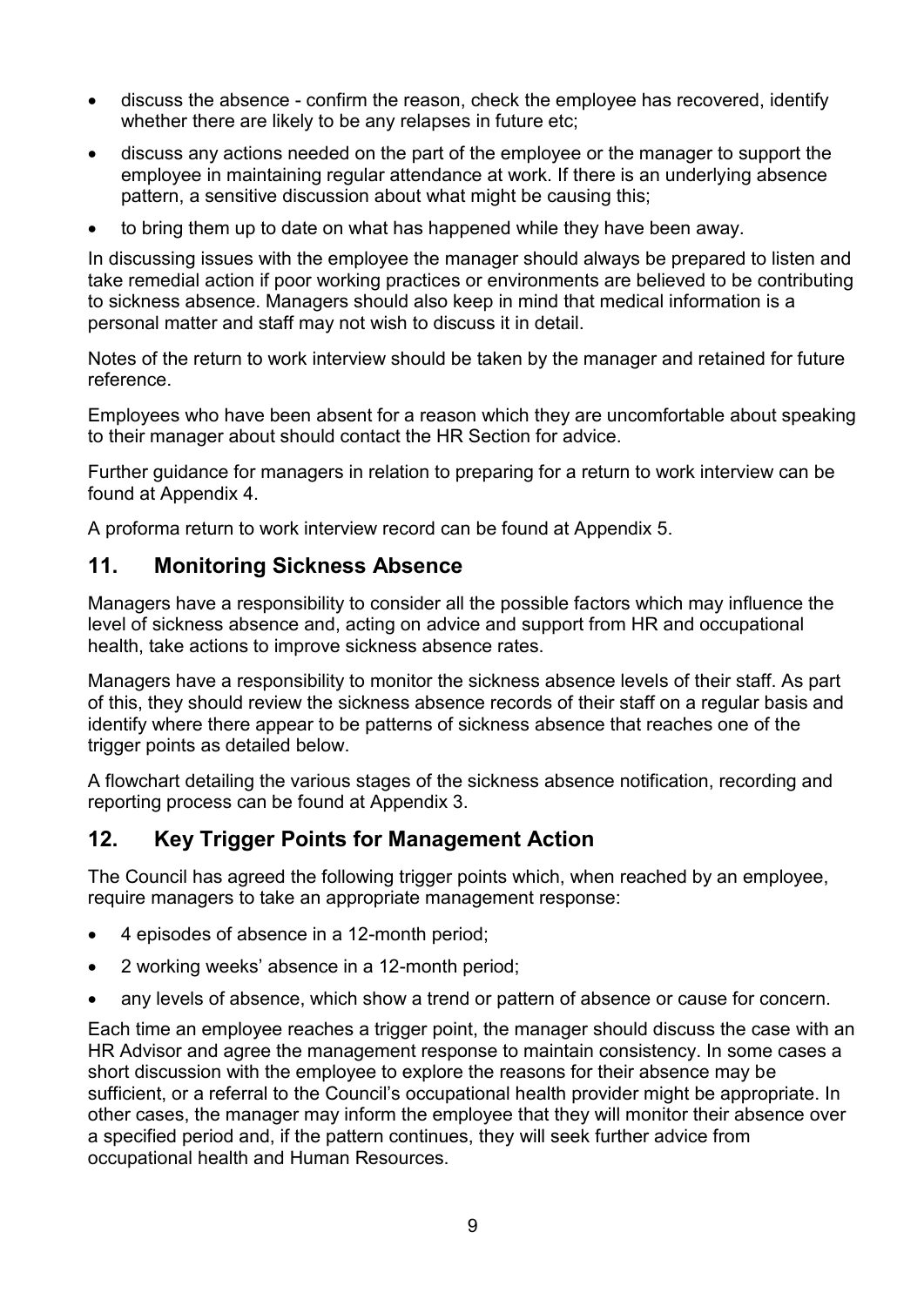- discuss the absence - confirm the reason, check the employee has recovered, identify whether there are likely to be any relapses in future etc;
- discuss any actions needed on the part of the employee or the manager to support the employee in maintaining regular attendance at work. If there is an underlying absence pattern, a sensitive discussion about what might be causing this;
- to bring them up to date on what has happened while they have been away.

In discussing issues with the employee the manager should always be prepared to listen and take remedial action if poor working practices or environments are believed to be contributing to sickness absence. Managers should also keep in mind that medical information is a personal matter and staff may not wish to discuss it in detail.

Notes of the return to work interview should be taken by the manager and retained for future reference.

Employees who have been absent for a reason which they are uncomfortable about speaking to their manager about should contact the HR Section for advice.

Further guidance for managers in relation to preparing for a return to work interview can be found at Appendix 4.

A proforma return to work interview record can be found at Appendix 5.

## 11. Monitoring Sickness Absence

Managers have a responsibility to consider all the possible factors which may influence the level of sickness absence and, acting on advice and support from HR and occupational health, take actions to improve sickness absence rates.

Managers have a responsibility to monitor the sickness absence levels of their staff. As part of this, they should review the sickness absence records of their staff on a regular basis and identify where there appear to be patterns of sickness absence that reaches one of the trigger points as detailed below.

A flowchart detailing the various stages of the sickness absence notification, recording and reporting process can be found at Appendix 3.

## 12. Key Trigger Points for Management Action

The Council has agreed the following trigger points which, when reached by an employee, require managers to take an appropriate management response:

- 4 episodes of absence in a 12-month period;
- 2 working weeks' absence in a 12-month period;
- any levels of absence, which show a trend or pattern of absence or cause for concern.

Each time an employee reaches a trigger point, the manager should discuss the case with an HR Advisor and agree the management response to maintain consistency. In some cases a short discussion with the employee to explore the reasons for their absence may be sufficient, or a referral to the Council's occupational health provider might be appropriate. In other cases, the manager may inform the employee that they will monitor their absence over a specified period and, if the pattern continues, they will seek further advice from occupational health and Human Resources.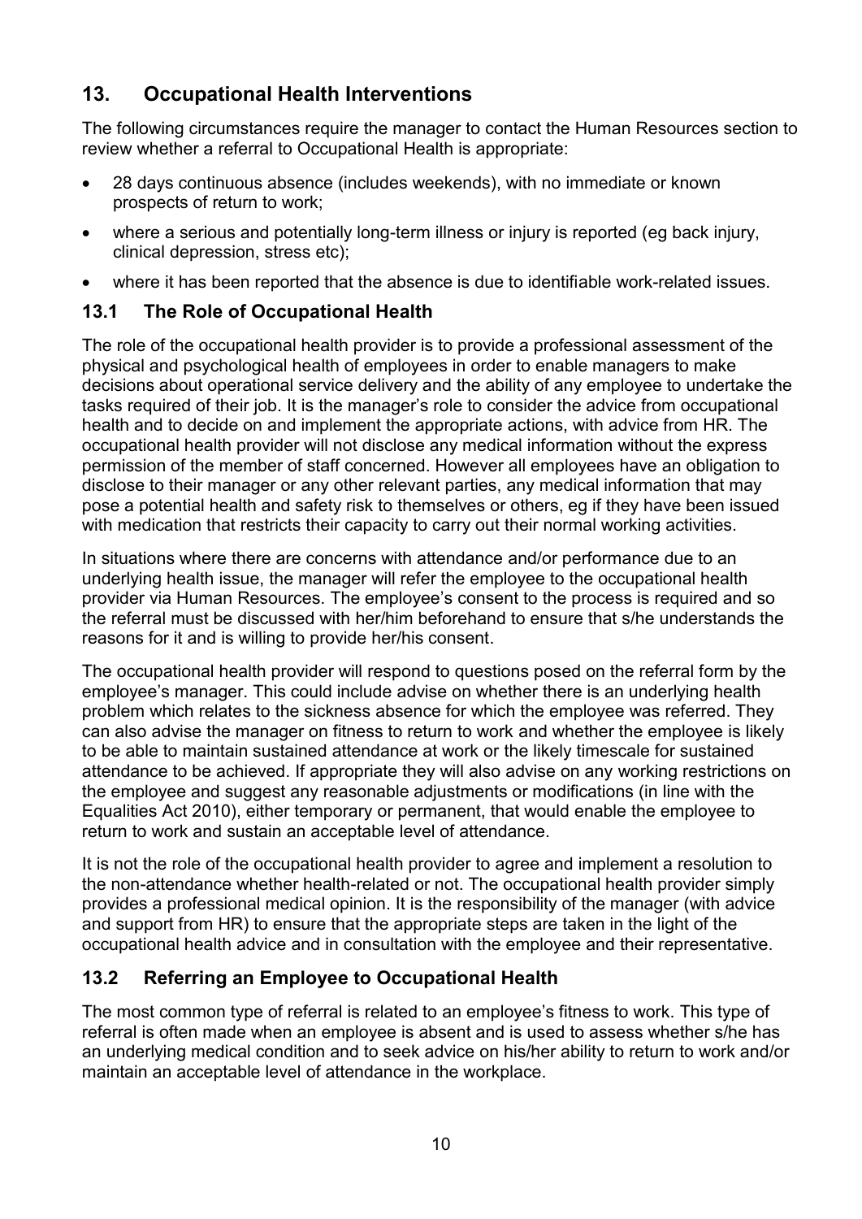## 13. Occupational Health Interventions

The following circumstances require the manager to contact the Human Resources section to review whether a referral to Occupational Health is appropriate:

- 28 days continuous absence (includes weekends), with no immediate or known prospects of return to work;
- where a serious and potentially long-term illness or injury is reported (eg back injury, clinical depression, stress etc);
- where it has been reported that the absence is due to identifiable work-related issues.

### 13.1 The Role of Occupational Health

The role of the occupational health provider is to provide a professional assessment of the physical and psychological health of employees in order to enable managers to make decisions about operational service delivery and the ability of any employee to undertake the tasks required of their job. It is the manager's role to consider the advice from occupational health and to decide on and implement the appropriate actions, with advice from HR. The occupational health provider will not disclose any medical information without the express permission of the member of staff concerned. However all employees have an obligation to disclose to their manager or any other relevant parties, any medical information that may pose a potential health and safety risk to themselves or others, eg if they have been issued with medication that restricts their capacity to carry out their normal working activities.

In situations where there are concerns with attendance and/or performance due to an underlying health issue, the manager will refer the employee to the occupational health provider via Human Resources. The employee's consent to the process is required and so the referral must be discussed with her/him beforehand to ensure that s/he understands the reasons for it and is willing to provide her/his consent.

The occupational health provider will respond to questions posed on the referral form by the employee's manager. This could include advise on whether there is an underlying health problem which relates to the sickness absence for which the employee was referred. They can also advise the manager on fitness to return to work and whether the employee is likely to be able to maintain sustained attendance at work or the likely timescale for sustained attendance to be achieved. If appropriate they will also advise on any working restrictions on the employee and suggest any reasonable adjustments or modifications (in line with the Equalities Act 2010), either temporary or permanent, that would enable the employee to return to work and sustain an acceptable level of attendance.

It is not the role of the occupational health provider to agree and implement a resolution to the non-attendance whether health-related or not. The occupational health provider simply provides a professional medical opinion. It is the responsibility of the manager (with advice and support from HR) to ensure that the appropriate steps are taken in the light of the occupational health advice and in consultation with the employee and their representative.

### 13.2 Referring an Employee to Occupational Health

The most common type of referral is related to an employee's fitness to work. This type of referral is often made when an employee is absent and is used to assess whether s/he has an underlying medical condition and to seek advice on his/her ability to return to work and/or maintain an acceptable level of attendance in the workplace.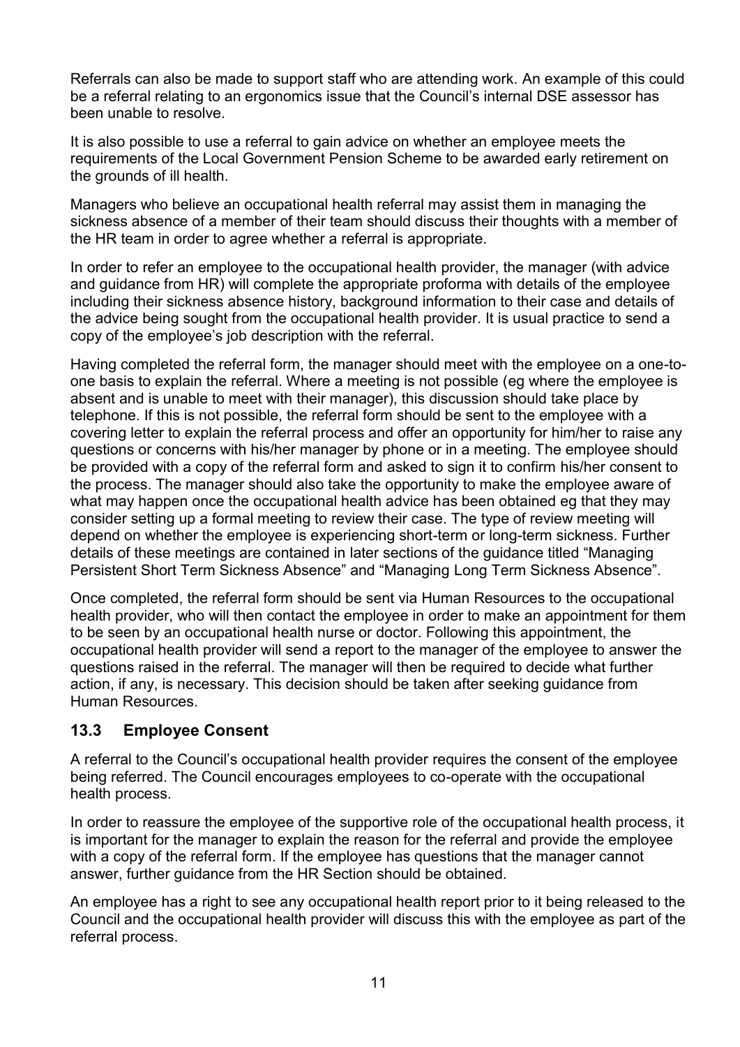Referrals can also be made to support staff who are attending work. An example of this could be a referral relating to an ergonomics issue that the Council's internal DSE assessor has been unable to resolve.

It is also possible to use a referral to gain advice on whether an employee meets the requirements of the Local Government Pension Scheme to be awarded early retirement on the grounds of ill health.

Managers who believe an occupational health referral may assist them in managing the sickness absence of a member of their team should discuss their thoughts with a member of the HR team in order to agree whether a referral is appropriate.

In order to refer an employee to the occupational health provider, the manager (with advice and guidance from HR) will complete the appropriate proforma with details of the employee including their sickness absence history, background information to their case and details of the advice being sought from the occupational health provider. It is usual practice to send a copy of the employee's job description with the referral.

Having completed the referral form, the manager should meet with the employee on a one-to-one basis to explain the referral. Where a meeting is not possible (eg where the employee is absent and is unable to meet with their manager), this discussion should take place by telephone. If this is not possible, the referral form should be sent to the employee with a covering letter to explain the referral process and offer an opportunity for him/her to raise any questions or concerns with his/her manager by phone or in a meeting. The employee should be provided with a copy of the referral form and asked to sign it to confirm his/her consent to the process. The manager should also take the opportunity to make the employee aware of what may happen once the occupational health advice has been obtained eg that they may consider setting up a formal meeting to review their case. The type of review meeting will depend on whether the employee is experiencing short-term or long-term sickness. Further details of these meetings are contained in later sections of the guidance titled "Managing Persistent Short Term Sickness Absence" and "Managing Long Term Sickness Absence".

Once completed, the referral form should be sent via Human Resources to the occupational health provider, who will then contact the employee in order to make an appointment for them to be seen by an occupational health nurse or doctor. Following this appointment, the occupational health provider will send a report to the manager of the employee to answer the questions raised in the referral. The manager will then be required to decide what further action, if any, is necessary. This decision should be taken after seeking guidance from Human Resources.

### 13.3 Employee Consent

A referral to the Council's occupational health provider requires the consent of the employee being referred. The Council encourages employees to co-operate with the occupational health process.

In order to reassure the employee of the supportive role of the occupational health process, it is important for the manager to explain the reason for the referral and provide the employee with a copy of the referral form. If the employee has questions that the manager cannot answer, further guidance from the HR Section should be obtained.

An employee has a right to see any occupational health report prior to it being released to the Council and the occupational health provider will discuss this with the employee as part of the referral process.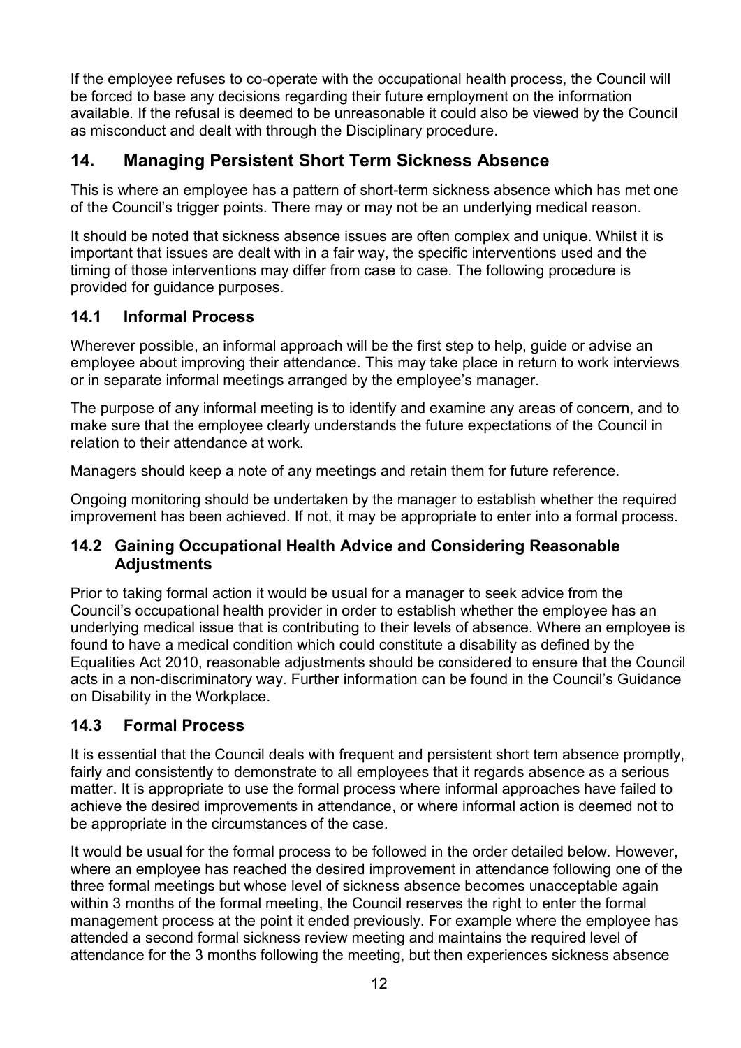If the employee refuses to co-operate with the occupational health process, the Council will be forced to base any decisions regarding their future employment on the information available. If the refusal is deemed to be unreasonable it could also be viewed by the Council as misconduct and dealt with through the Disciplinary procedure.

## 14. Managing Persistent Short Term Sickness Absence

This is where an employee has a pattern of short-term sickness absence which has met one of the Council's trigger points. There may or may not be an underlying medical reason.

It should be noted that sickness absence issues are often complex and unique. Whilst it is important that issues are dealt with in a fair way, the specific interventions used and the timing of those interventions may differ from case to case. The following procedure is provided for guidance purposes.

### 14.1 Informal Process

Wherever possible, an informal approach will be the first step to help, guide or advise an employee about improving their attendance. This may take place in return to work interviews or in separate informal meetings arranged by the employee's manager.

The purpose of any informal meeting is to identify and examine any areas of concern, and to make sure that the employee clearly understands the future expectations of the Council in relation to their attendance at work.

Managers should keep a note of any meetings and retain them for future reference.

Ongoing monitoring should be undertaken by the manager to establish whether the required improvement has been achieved. If not, it may be appropriate to enter into a formal process.

### 14.2 Gaining Occupational Health Advice and Considering Reasonable Adjustments

Prior to taking formal action it would be usual for a manager to seek advice from the Council's occupational health provider in order to establish whether the employee has an underlying medical issue that is contributing to their levels of absence. Where an employee is found to have a medical condition which could constitute a disability as defined by the Equalities Act 2010, reasonable adjustments should be considered to ensure that the Council acts in a non-discriminatory way. Further information can be found in the Council's Guidance on Disability in the Workplace.

### 14.3 Formal Process

It is essential that the Council deals with frequent and persistent short tem absence promptly, fairly and consistently to demonstrate to all employees that it regards absence as a serious matter. It is appropriate to use the formal process where informal approaches have failed to achieve the desired improvements in attendance, or where informal action is deemed not to be appropriate in the circumstances of the case.

It would be usual for the formal process to be followed in the order detailed below. However, where an employee has reached the desired improvement in attendance following one of the three formal meetings but whose level of sickness absence becomes unacceptable again within 3 months of the formal meeting, the Council reserves the right to enter the formal management process at the point it ended previously. For example where the employee has attended a second formal sickness review meeting and maintains the required level of attendance for the 3 months following the meeting, but then experiences sickness absence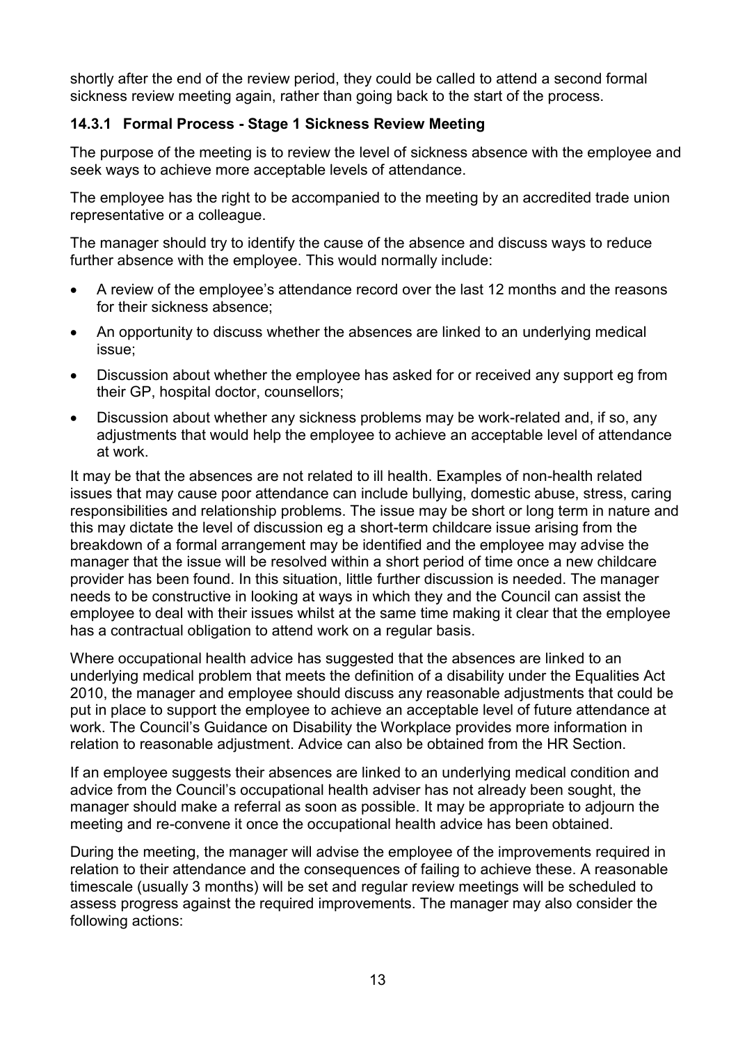shortly after the end of the review period, they could be called to attend a second formal sickness review meeting again, rather than going back to the start of the process.

### 14.3.1 Formal Process - Stage 1 Sickness Review Meeting

The purpose of the meeting is to review the level of sickness absence with the employee and seek ways to achieve more acceptable levels of attendance.

The employee has the right to be accompanied to the meeting by an accredited trade union representative or a colleague.

The manager should try to identify the cause of the absence and discuss ways to reduce further absence with the employee. This would normally include:

- A review of the employee's attendance record over the last 12 months and the reasons for their sickness absence;
- An opportunity to discuss whether the absences are linked to an underlying medical issue;
- Discussion about whether the employee has asked for or received any support eg from their GP, hospital doctor, counsellors;
- Discussion about whether any sickness problems may be work-related and, if so, any adjustments that would help the employee to achieve an acceptable level of attendance at work.

It may be that the absences are not related to ill health. Examples of non-health related issues that may cause poor attendance can include bullying, domestic abuse, stress, caring responsibilities and relationship problems. The issue may be short or long term in nature and this may dictate the level of discussion eg a short-term childcare issue arising from the breakdown of a formal arrangement may be identified and the employee may advise the manager that the issue will be resolved within a short period of time once a new childcare provider has been found. In this situation, little further discussion is needed. The manager needs to be constructive in looking at ways in which they and the Council can assist the employee to deal with their issues whilst at the same time making it clear that the employee has a contractual obligation to attend work on a regular basis.

Where occupational health advice has suggested that the absences are linked to an underlying medical problem that meets the definition of a disability under the Equalities Act 2010, the manager and employee should discuss any reasonable adjustments that could be put in place to support the employee to achieve an acceptable level of future attendance at work. The Council's Guidance on Disability the Workplace provides more information in relation to reasonable adjustment. Advice can also be obtained from the HR Section.

If an employee suggests their absences are linked to an underlying medical condition and advice from the Council's occupational health adviser has not already been sought, the manager should make a referral as soon as possible. It may be appropriate to adjourn the meeting and re-convene it once the occupational health advice has been obtained.

During the meeting, the manager will advise the employee of the improvements required in relation to their attendance and the consequences of failing to achieve these. A reasonable timescale (usually 3 months) will be set and regular review meetings will be scheduled to assess progress against the required improvements. The manager may also consider the following actions: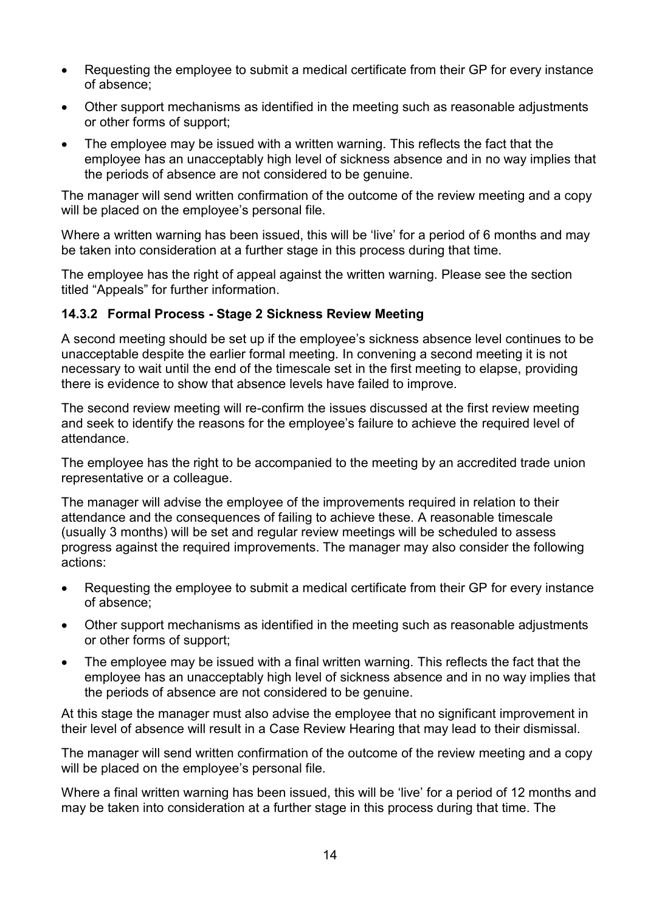- Requesting the employee to submit a medical certificate from their GP for every instance of absence;
- Other support mechanisms as identified in the meeting such as reasonable adjustments or other forms of support;
- The employee may be issued with a written warning. This reflects the fact that the employee has an unacceptably high level of sickness absence and in no way implies that the periods of absence are not considered to be genuine.

The manager will send written confirmation of the outcome of the review meeting and a copy will be placed on the employee's personal file.

Where a written warning has been issued, this will be 'live' for a period of 6 months and may be taken into consideration at a further stage in this process during that time.

The employee has the right of appeal against the written warning. Please see the section titled "Appeals" for further information.

#### 14.3.2 Formal Process - Stage 2 Sickness Review Meeting

A second meeting should be set up if the employee's sickness absence level continues to be unacceptable despite the earlier formal meeting. In convening a second meeting it is not necessary to wait until the end of the timescale set in the first meeting to elapse, providing there is evidence to show that absence levels have failed to improve.

The second review meeting will re-confirm the issues discussed at the first review meeting and seek to identify the reasons for the employee's failure to achieve the required level of attendance.

The employee has the right to be accompanied to the meeting by an accredited trade union representative or a colleague.

The manager will advise the employee of the improvements required in relation to their attendance and the consequences of failing to achieve these. A reasonable timescale (usually 3 months) will be set and regular review meetings will be scheduled to assess progress against the required improvements. The manager may also consider the following actions:

- Requesting the employee to submit a medical certificate from their GP for every instance of absence;
- Other support mechanisms as identified in the meeting such as reasonable adjustments or other forms of support;
- The employee may be issued with a final written warning. This reflects the fact that the employee has an unacceptably high level of sickness absence and in no way implies that the periods of absence are not considered to be genuine.

At this stage the manager must also advise the employee that no significant improvement in their level of absence will result in a Case Review Hearing that may lead to their dismissal.

The manager will send written confirmation of the outcome of the review meeting and a copy will be placed on the employee's personal file.

Where a final written warning has been issued, this will be 'live' for a period of 12 months and may be taken into consideration at a further stage in this process during that time. The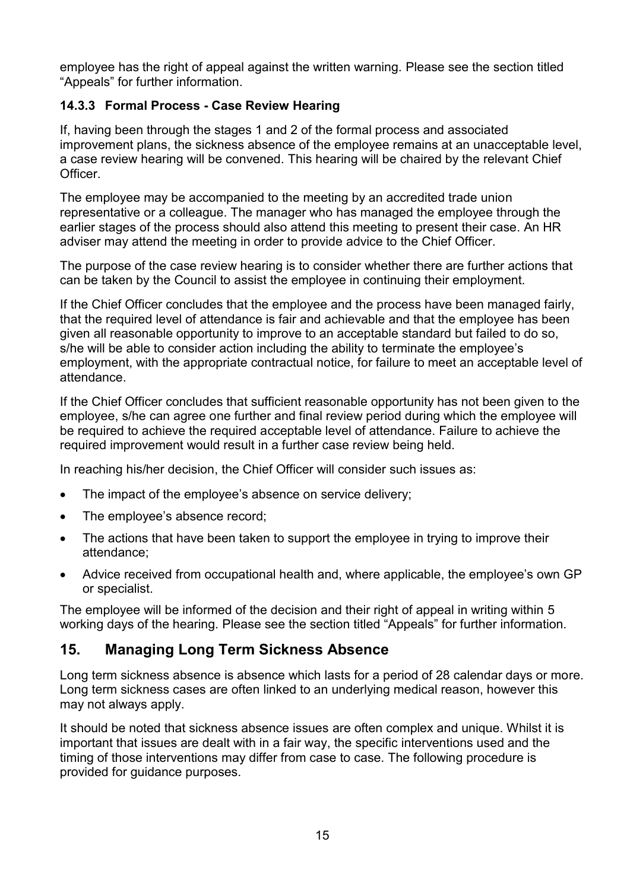employee has the right of appeal against the written warning. Please see the section titled "Appeals" for further information.

### 14.3.3 Formal Process - Case Review Hearing

If, having been through the stages 1 and 2 of the formal process and associated improvement plans, the sickness absence of the employee remains at an unacceptable level, a case review hearing will be convened. This hearing will be chaired by the relevant Chief Officer.

The employee may be accompanied to the meeting by an accredited trade union representative or a colleague. The manager who has managed the employee through the earlier stages of the process should also attend this meeting to present their case. An HR adviser may attend the meeting in order to provide advice to the Chief Officer.

The purpose of the case review hearing is to consider whether there are further actions that can be taken by the Council to assist the employee in continuing their employment.

If the Chief Officer concludes that the employee and the process have been managed fairly, that the required level of attendance is fair and achievable and that the employee has been given all reasonable opportunity to improve to an acceptable standard but failed to do so, s/he will be able to consider action including the ability to terminate the employee's employment, with the appropriate contractual notice, for failure to meet an acceptable level of attendance.

If the Chief Officer concludes that sufficient reasonable opportunity has not been given to the employee, s/he can agree one further and final review period during which the employee will be required to achieve the required acceptable level of attendance. Failure to achieve the required improvement would result in a further case review being held.

In reaching his/her decision, the Chief Officer will consider such issues as:

- The impact of the employee's absence on service delivery;
- The employee's absence record;
- The actions that have been taken to support the employee in trying to improve their attendance;
- Advice received from occupational health and, where applicable, the employee's own GP or specialist.

The employee will be informed of the decision and their right of appeal in writing within 5 working days of the hearing. Please see the section titled "Appeals" for further information.

## 15. Managing Long Term Sickness Absence

Long term sickness absence is absence which lasts for a period of 28 calendar days or more. Long term sickness cases are often linked to an underlying medical reason, however this may not always apply.

It should be noted that sickness absence issues are often complex and unique. Whilst it is important that issues are dealt with in a fair way, the specific interventions used and the timing of those interventions may differ from case to case. The following procedure is provided for guidance purposes.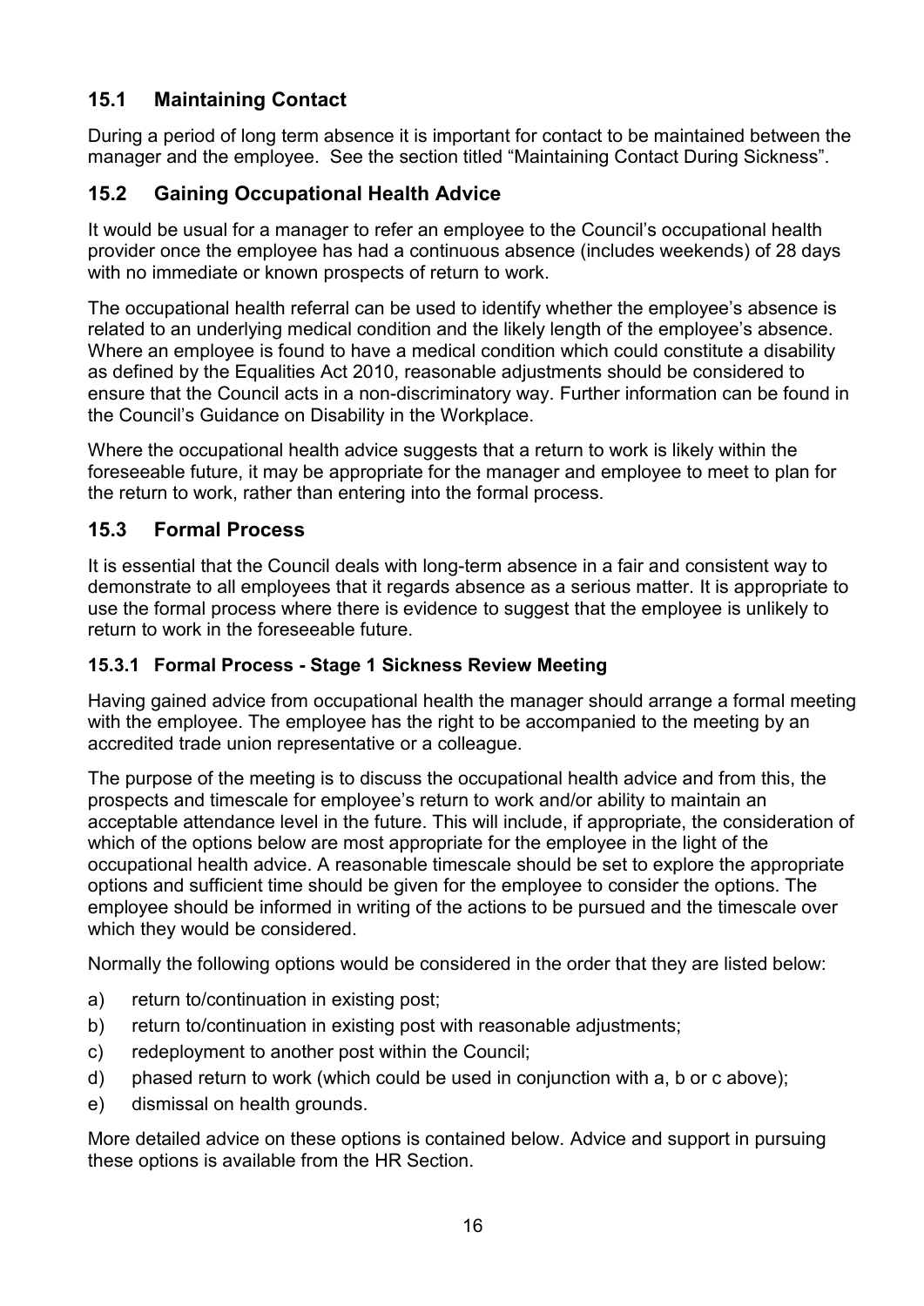## 15.1 Maintaining Contact

During a period of long term absence it is important for contact to be maintained between the manager and the employee. See the section titled "Maintaining Contact During Sickness".

## 15.2 Gaining Occupational Health Advice

It would be usual for a manager to refer an employee to the Council's occupational health provider once the employee has had a continuous absence (includes weekends) of 28 days with no immediate or known prospects of return to work.

The occupational health referral can be used to identify whether the employee's absence is related to an underlying medical condition and the likely length of the employee's absence. Where an employee is found to have a medical condition which could constitute a disability as defined by the Equalities Act 2010, reasonable adjustments should be considered to ensure that the Council acts in a non-discriminatory way. Further information can be found in the Council's Guidance on Disability in the Workplace.

Where the occupational health advice suggests that a return to work is likely within the foreseeable future, it may be appropriate for the manager and employee to meet to plan for the return to work, rather than entering into the formal process.

## 15.3 Formal Process

It is essential that the Council deals with long-term absence in a fair and consistent way to demonstrate to all employees that it regards absence as a serious matter. It is appropriate to use the formal process where there is evidence to suggest that the employee is unlikely to return to work in the foreseeable future.

### 15.3.1 Formal Process - Stage 1 Sickness Review Meeting

Having gained advice from occupational health the manager should arrange a formal meeting with the employee. The employee has the right to be accompanied to the meeting by an accredited trade union representative or a colleague.

The purpose of the meeting is to discuss the occupational health advice and from this, the prospects and timescale for employee's return to work and/or ability to maintain an acceptable attendance level in the future. This will include, if appropriate, the consideration of which of the options below are most appropriate for the employee in the light of the occupational health advice. A reasonable timescale should be set to explore the appropriate options and sufficient time should be given for the employee to consider the options. The employee should be informed in writing of the actions to be pursued and the timescale over which they would be considered.

Normally the following options would be considered in the order that they are listed below:

a) return to/continuation in existing post;
b) return to/continuation in existing post with reasonable adjustments;
c) redeployment to another post within the Council;
d) phased return to work (which could be used in conjunction with a, b or c above);
e) dismissal on health grounds.

More detailed advice on these options is contained below. Advice and support in pursuing these options is available from the HR Section.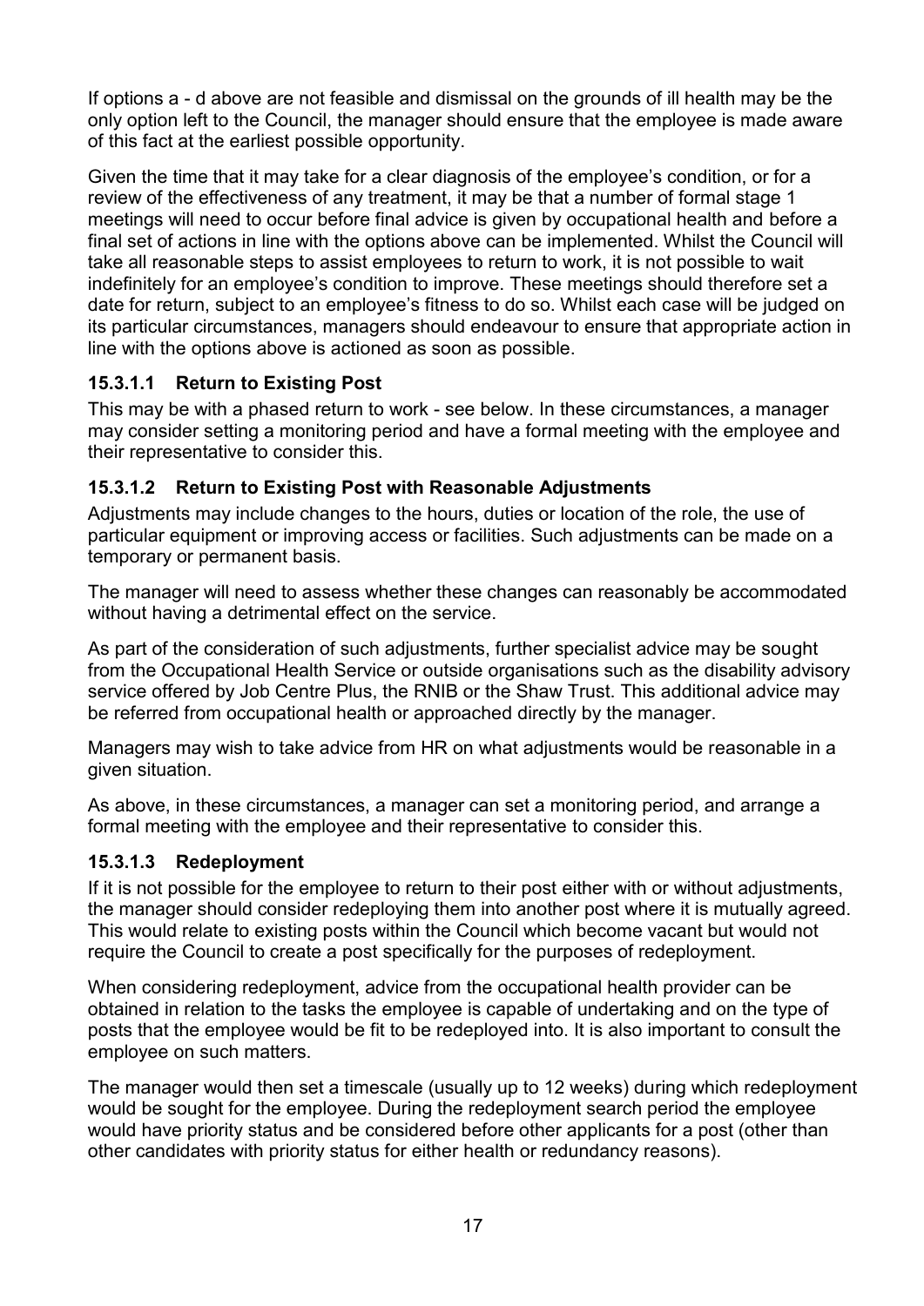If options a - d above are not feasible and dismissal on the grounds of ill health may be the only option left to the Council, the manager should ensure that the employee is made aware of this fact at the earliest possible opportunity.

Given the time that it may take for a clear diagnosis of the employee's condition, or for a review of the effectiveness of any treatment, it may be that a number of formal stage 1 meetings will need to occur before final advice is given by occupational health and before a final set of actions in line with the options above can be implemented. Whilst the Council will take all reasonable steps to assist employees to return to work, it is not possible to wait indefinitely for an employee's condition to improve. These meetings should therefore set a date for return, subject to an employee's fitness to do so. Whilst each case will be judged on its particular circumstances, managers should endeavour to ensure that appropriate action in line with the options above is actioned as soon as possible.

#### 15.3.1.1 Return to Existing Post

This may be with a phased return to work - see below. In these circumstances, a manager may consider setting a monitoring period and have a formal meeting with the employee and their representative to consider this.

#### 15.3.1.2 Return to Existing Post with Reasonable Adjustments

Adjustments may include changes to the hours, duties or location of the role, the use of particular equipment or improving access or facilities. Such adjustments can be made on a temporary or permanent basis.

The manager will need to assess whether these changes can reasonably be accommodated without having a detrimental effect on the service.

As part of the consideration of such adjustments, further specialist advice may be sought from the Occupational Health Service or outside organisations such as the disability advisory service offered by Job Centre Plus, the RNIB or the Shaw Trust. This additional advice may be referred from occupational health or approached directly by the manager.

Managers may wish to take advice from HR on what adjustments would be reasonable in a given situation.

As above, in these circumstances, a manager can set a monitoring period, and arrange a formal meeting with the employee and their representative to consider this.

#### 15.3.1.3 Redeployment

If it is not possible for the employee to return to their post either with or without adjustments, the manager should consider redeploying them into another post where it is mutually agreed. This would relate to existing posts within the Council which become vacant but would not require the Council to create a post specifically for the purposes of redeployment.

When considering redeployment, advice from the occupational health provider can be obtained in relation to the tasks the employee is capable of undertaking and on the type of posts that the employee would be fit to be redeployed into. It is also important to consult the employee on such matters.

The manager would then set a timescale (usually up to 12 weeks) during which redeployment would be sought for the employee. During the redeployment search period the employee would have priority status and be considered before other applicants for a post (other than other candidates with priority status for either health or redundancy reasons).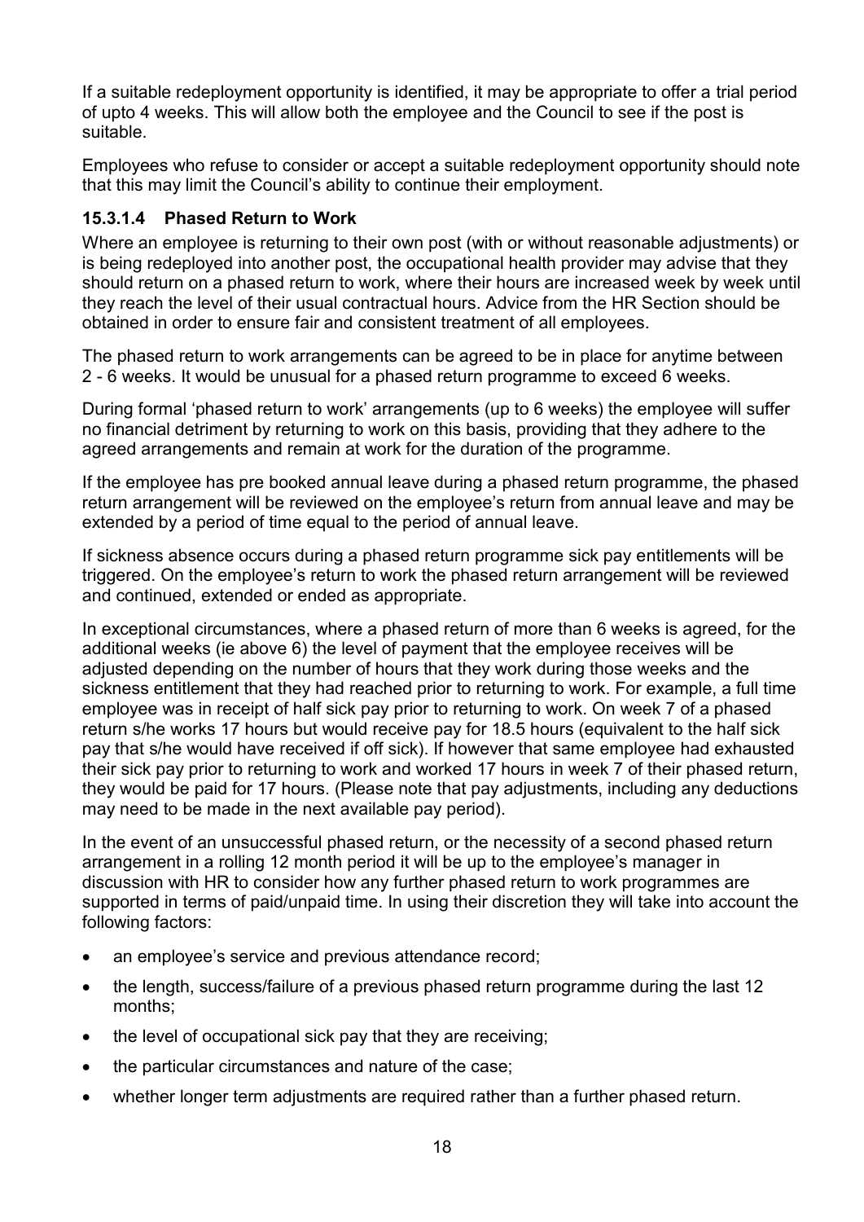If a suitable redeployment opportunity is identified, it may be appropriate to offer a trial period of upto 4 weeks. This will allow both the employee and the Council to see if the post is suitable.

Employees who refuse to consider or accept a suitable redeployment opportunity should note that this may limit the Council's ability to continue their employment.

#### 15.3.1.4 Phased Return to Work

Where an employee is returning to their own post (with or without reasonable adjustments) or is being redeployed into another post, the occupational health provider may advise that they should return on a phased return to work, where their hours are increased week by week until they reach the level of their usual contractual hours. Advice from the HR Section should be obtained in order to ensure fair and consistent treatment of all employees.

The phased return to work arrangements can be agreed to be in place for anytime between 2 - 6 weeks. It would be unusual for a phased return programme to exceed 6 weeks.

During formal 'phased return to work' arrangements (up to 6 weeks) the employee will suffer no financial detriment by returning to work on this basis, providing that they adhere to the agreed arrangements and remain at work for the duration of the programme.

If the employee has pre booked annual leave during a phased return programme, the phased return arrangement will be reviewed on the employee's return from annual leave and may be extended by a period of time equal to the period of annual leave.

If sickness absence occurs during a phased return programme sick pay entitlements will be triggered. On the employee's return to work the phased return arrangement will be reviewed and continued, extended or ended as appropriate.

In exceptional circumstances, where a phased return of more than 6 weeks is agreed, for the additional weeks (ie above 6) the level of payment that the employee receives will be adjusted depending on the number of hours that they work during those weeks and the sickness entitlement that they had reached prior to returning to work. For example, a full time employee was in receipt of half sick pay prior to returning to work. On week 7 of a phased return s/he works 17 hours but would receive pay for 18.5 hours (equivalent to the half sick pay that s/he would have received if off sick). If however that same employee had exhausted their sick pay prior to returning to work and worked 17 hours in week 7 of their phased return, they would be paid for 17 hours. (Please note that pay adjustments, including any deductions may need to be made in the next available pay period).

In the event of an unsuccessful phased return, or the necessity of a second phased return arrangement in a rolling 12 month period it will be up to the employee's manager in discussion with HR to consider how any further phased return to work programmes are supported in terms of paid/unpaid time. In using their discretion they will take into account the following factors:

- an employee's service and previous attendance record;
- the length, success/failure of a previous phased return programme during the last 12 months;
- the level of occupational sick pay that they are receiving;
- the particular circumstances and nature of the case;
- whether longer term adjustments are required rather than a further phased return.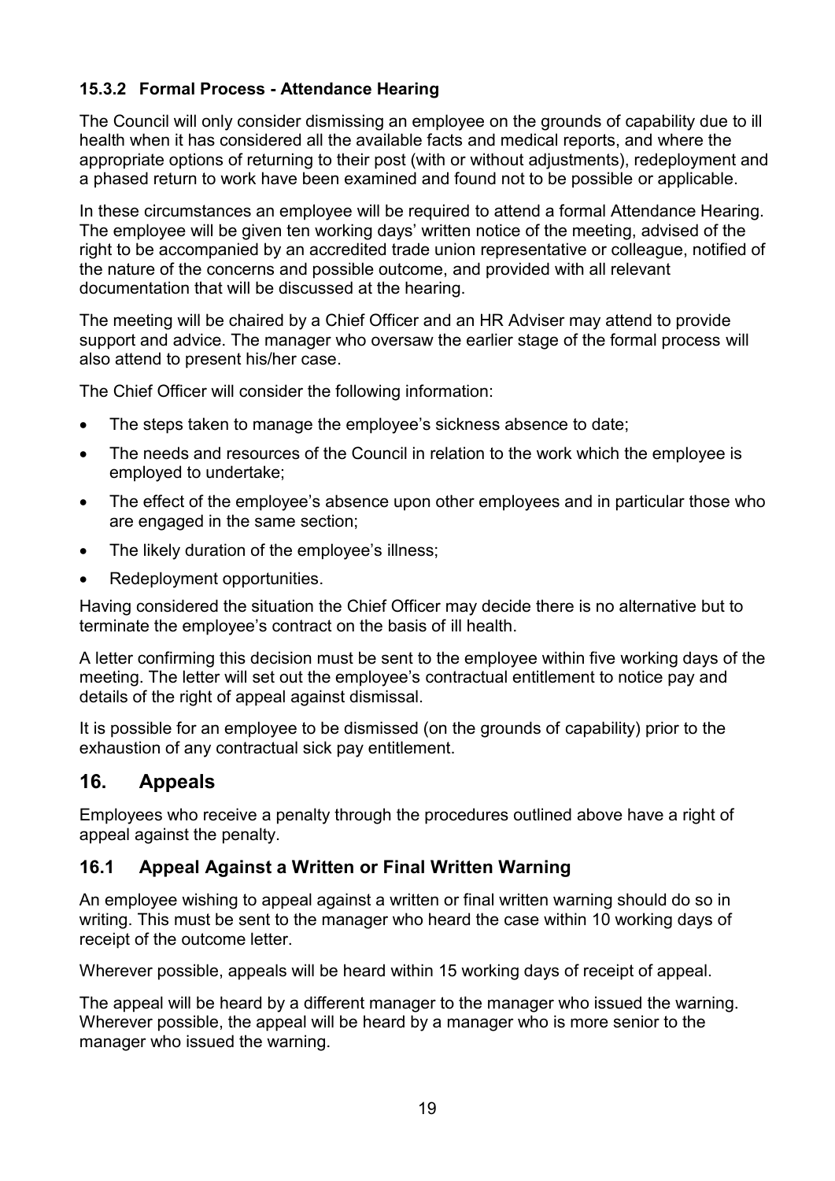### 15.3.2 Formal Process - Attendance Hearing

The Council will only consider dismissing an employee on the grounds of capability due to ill health when it has considered all the available facts and medical reports, and where the appropriate options of returning to their post (with or without adjustments), redeployment and a phased return to work have been examined and found not to be possible or applicable.

In these circumstances an employee will be required to attend a formal Attendance Hearing. The employee will be given ten working days' written notice of the meeting, advised of the right to be accompanied by an accredited trade union representative or colleague, notified of the nature of the concerns and possible outcome, and provided with all relevant documentation that will be discussed at the hearing.

The meeting will be chaired by a Chief Officer and an HR Adviser may attend to provide support and advice. The manager who oversaw the earlier stage of the formal process will also attend to present his/her case.

The Chief Officer will consider the following information:

- The steps taken to manage the employee's sickness absence to date;
- The needs and resources of the Council in relation to the work which the employee is employed to undertake;
- The effect of the employee's absence upon other employees and in particular those who are engaged in the same section;
- The likely duration of the employee's illness;
- Redeployment opportunities.

Having considered the situation the Chief Officer may decide there is no alternative but to terminate the employee's contract on the basis of ill health.

A letter confirming this decision must be sent to the employee within five working days of the meeting. The letter will set out the employee's contractual entitlement to notice pay and details of the right of appeal against dismissal.

It is possible for an employee to be dismissed (on the grounds of capability) prior to the exhaustion of any contractual sick pay entitlement.

## 16. Appeals

Employees who receive a penalty through the procedures outlined above have a right of appeal against the penalty.

### 16.1 Appeal Against a Written or Final Written Warning

An employee wishing to appeal against a written or final written warning should do so in writing. This must be sent to the manager who heard the case within 10 working days of receipt of the outcome letter.

Wherever possible, appeals will be heard within 15 working days of receipt of appeal.

The appeal will be heard by a different manager to the manager who issued the warning. Wherever possible, the appeal will be heard by a manager who is more senior to the manager who issued the warning.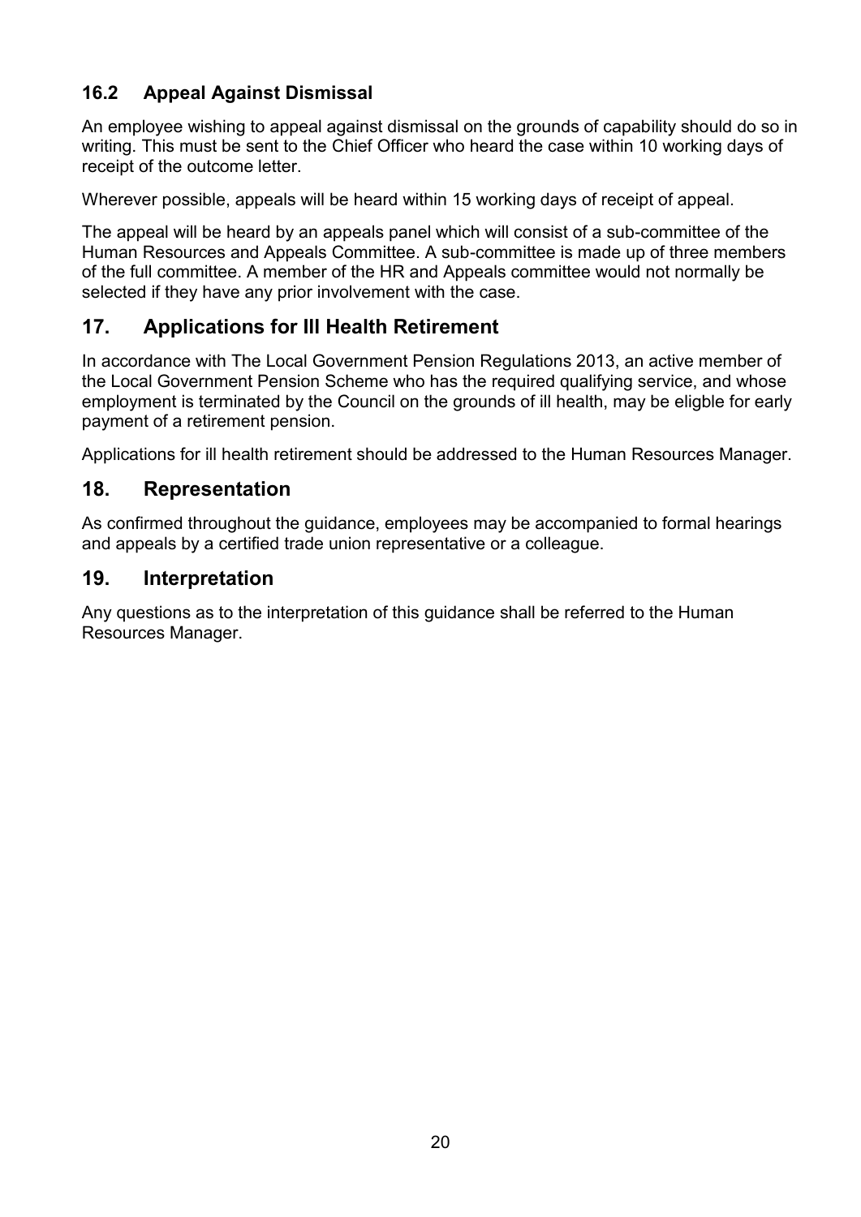### 16.2 Appeal Against Dismissal

An employee wishing to appeal against dismissal on the grounds of capability should do so in writing. This must be sent to the Chief Officer who heard the case within 10 working days of receipt of the outcome letter.

Wherever possible, appeals will be heard within 15 working days of receipt of appeal.

The appeal will be heard by an appeals panel which will consist of a sub-committee of the Human Resources and Appeals Committee. A sub-committee is made up of three members of the full committee. A member of the HR and Appeals committee would not normally be selected if they have any prior involvement with the case.

## 17. Applications for Ill Health Retirement

In accordance with The Local Government Pension Regulations 2013, an active member of the Local Government Pension Scheme who has the required qualifying service, and whose employment is terminated by the Council on the grounds of ill health, may be eligble for early payment of a retirement pension.

Applications for ill health retirement should be addressed to the Human Resources Manager.

## 18. Representation

As confirmed throughout the guidance, employees may be accompanied to formal hearings and appeals by a certified trade union representative or a colleague.

## 19. Interpretation

Any questions as to the interpretation of this guidance shall be referred to the Human Resources Manager.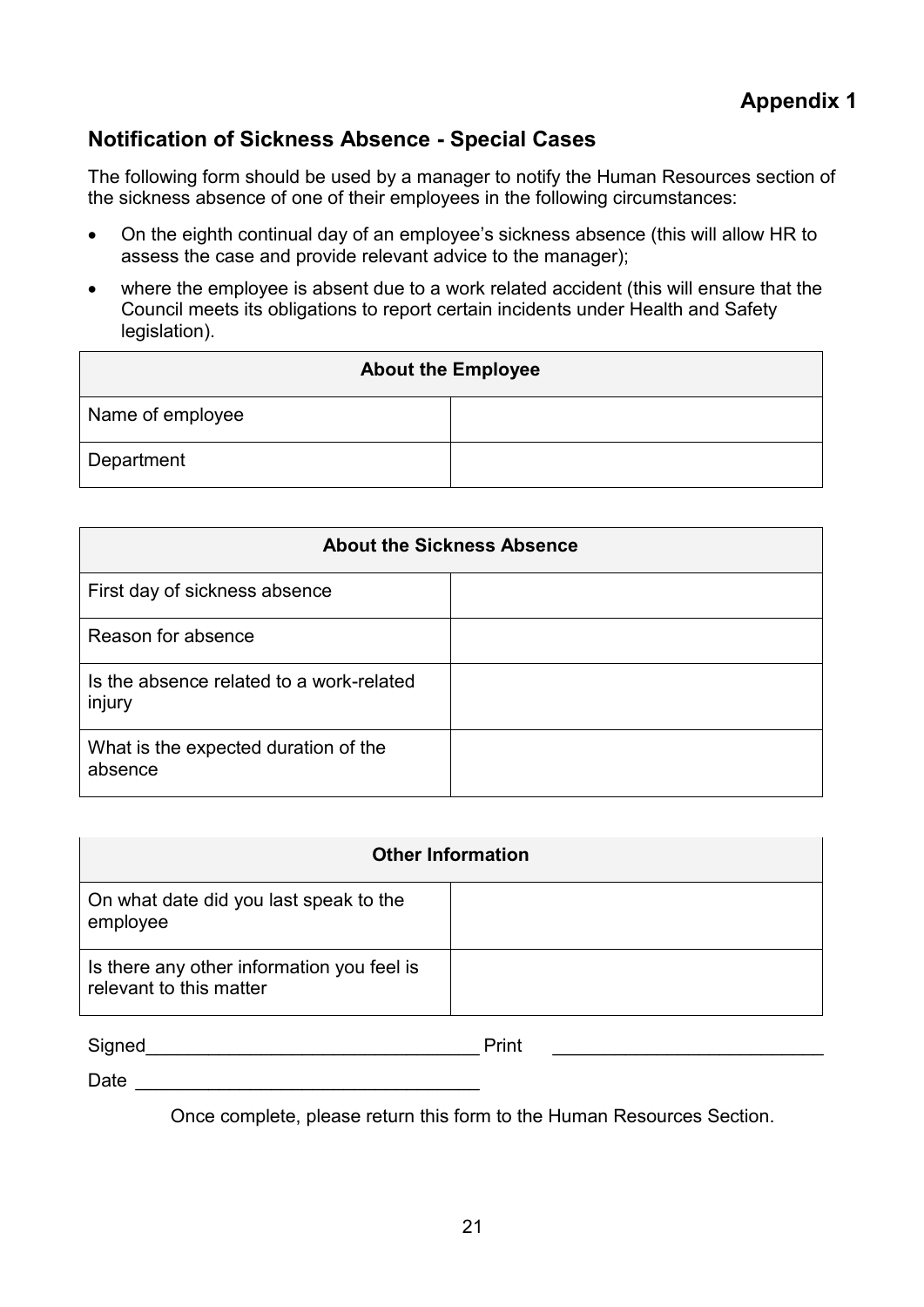**Appendix 1**

## Notification of Sickness Absence - Special Cases

The following form should be used by a manager to notify the Human Resources section of the sickness absence of one of their employees in the following circumstances:

- On the eighth continual day of an employee's sickness absence (this will allow HR to assess the case and provide relevant advice to the manager);
- where the employee is absent due to a work related accident (this will ensure that the Council meets its obligations to report certain incidents under Health and Safety legislation).

| **About the Employee** | |
|---|---|
| Name of employee | |
| Department | |

| **About the Sickness Absence** | |
|---|---|
| First day of sickness absence | |
| Reason for absence | |
| Is the absence related to a work-related injury | |
| What is the expected duration of the absence | |

| **Other Information** | |
|---|---|
| On what date did you last speak to the employee | |
| Is there any other information you feel is relevant to this matter | |

Signed________________________________ Print __________________________

Date _________________________________

Once complete, please return this form to the Human Resources Section.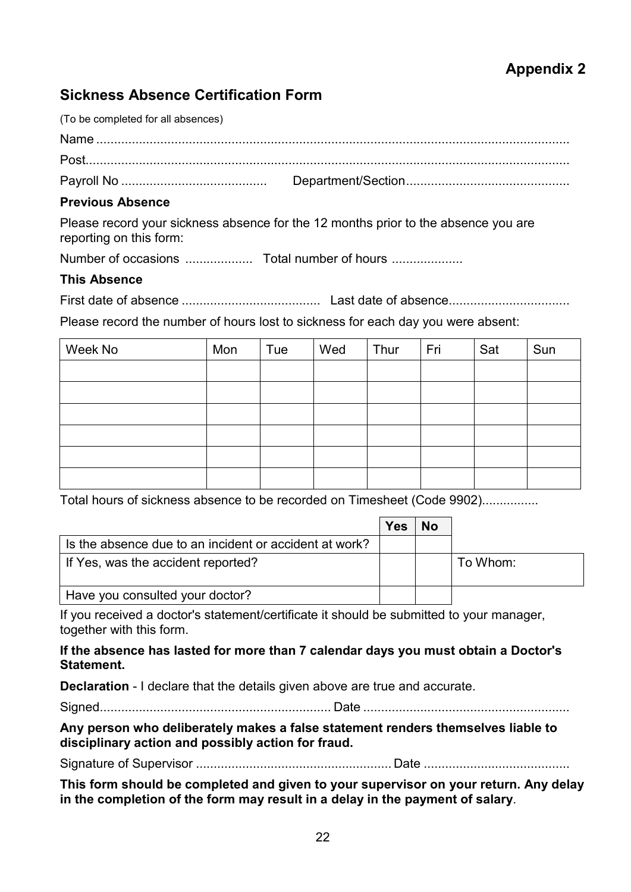**Appendix 2**

## Sickness Absence Certification Form

(To be completed for all absences)

Name ...................................................................................................................................

Post.......................................................................................................................................

Payroll No ........................................ Department/Section.............................................

### Previous Absence

Please record your sickness absence for the 12 months prior to the absence you are reporting on this form:

Number of occasions .................. Total number of hours ....................

### This Absence

First date of absence ...................................... Last date of absence.................................

Please record the number of hours lost to sickness for each day you were absent:

| Week No | Mon | Tue | Wed | Thur | Fri | Sat | Sun |
|---|---|---|---|---|---|---|---|
| | | | | | | | |
| | | | | | | | |
| | | | | | | | |
| | | | | | | | |
| | | | | | | | |
| | | | | | | | |

Total hours of sickness absence to be recorded on Timesheet (Code 9902)................

| | Yes | No | |
|---|---|---|---|
| Is the absence due to an incident or accident at work? | | | |
| If Yes, was the accident reported? | | | To Whom: |
| Have you consulted your doctor? | | | |

If you received a doctor's statement/certificate it should be submitted to your manager, together with this form.

**If the absence has lasted for more than 7 calendar days you must obtain a Doctor's Statement.**

**Declaration** - I declare that the details given above are true and accurate.

Signed................................................................ Date .........................................................

**Any person who deliberately makes a false statement renders themselves liable to disciplinary action and possibly action for fraud.**

Signature of Supervisor ...................................................... Date ........................................

**This form should be completed and given to your supervisor on your return. Any delay in the completion of the form may result in a delay in the payment of salary**.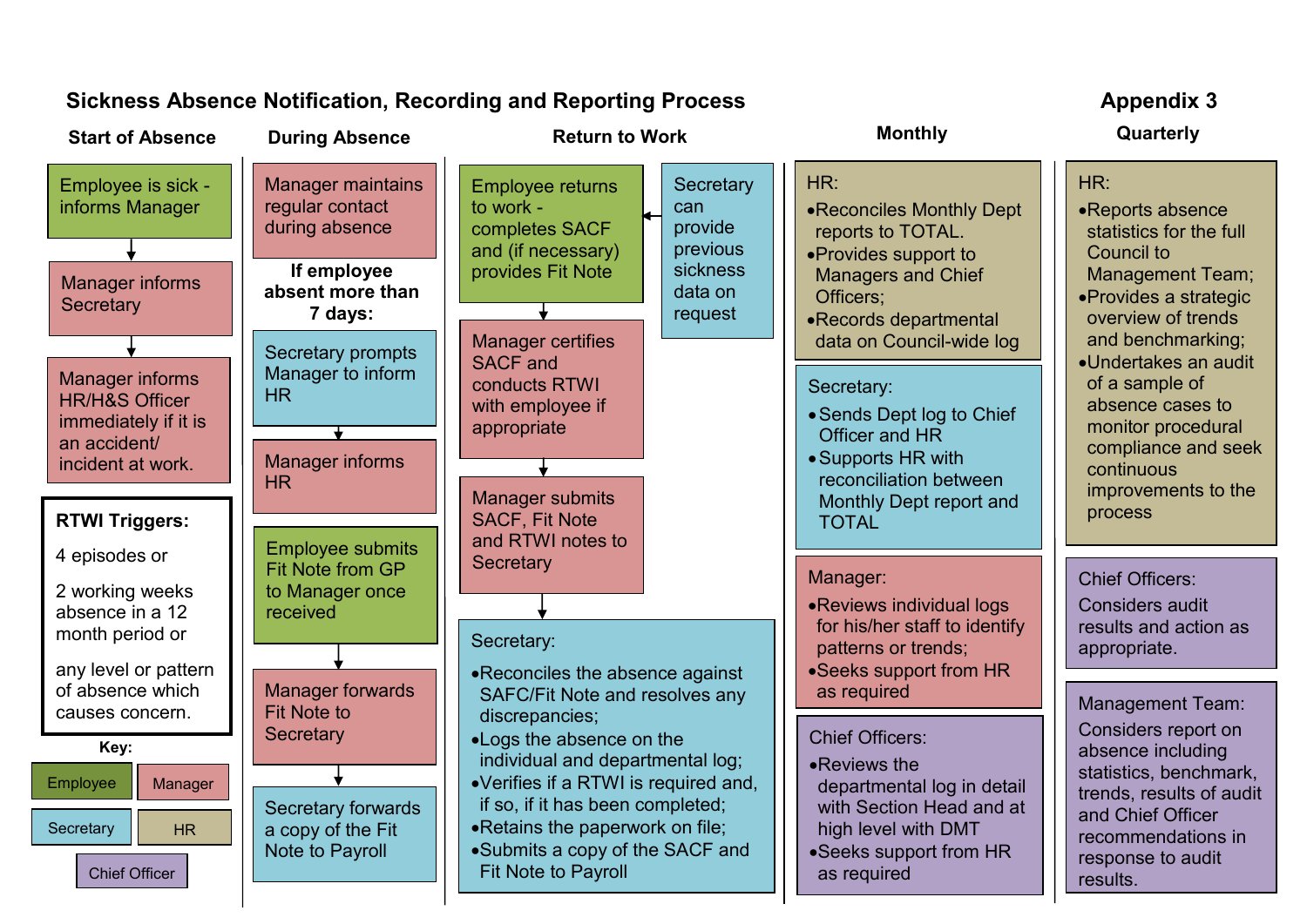# Sickness Absence Notification, Recording and Reporting Process

**Appendix 3**

## Start of Absence

Employee is sick - informs Manager

Manager informs Secretary

Manager informs HR/H&S Officer immediately if it is an accident/ incident at work.

**RTWI Triggers:**

4 episodes or

2 working weeks absence in a 12 month period or

any level or pattern of absence which causes concern.

**Key:**

Employee | Manager | Secretary | HR | Chief Officer

## During Absence

Manager maintains regular contact during absence

**If employee absent more than 7 days:**

Secretary prompts Manager to inform HR

Manager informs HR

Employee submits Fit Note from GP to Manager once received

Manager forwards Fit Note to Secretary

Secretary forwards a copy of the Fit Note to Payroll

## Return to Work

Employee returns to work - completes SACF and (if necessary) provides Fit Note

Secretary can provide previous sickness data on request

Manager certifies SACF and conducts RTWI with employee if appropriate

Manager submits SACF, Fit Note and RTWI notes to Secretary

Secretary:

- Reconciles the absence against SAFC/Fit Note and resolves any discrepancies;
- Logs the absence on the individual and departmental log;
- Verifies if a RTWI is required and, if so, if it has been completed;
- Retains the paperwork on file;
- Submits a copy of the SACF and Fit Note to Payroll

## Monthly

HR:

- Reconciles Monthly Dept reports to TOTAL.
- Provides support to Managers and Chief Officers;
- Records departmental data on Council-wide log

Secretary:

- Sends Dept log to Chief Officer and HR
- Supports HR with reconciliation between Monthly Dept report and TOTAL

Manager:

- Reviews individual logs for his/her staff to identify patterns or trends;
- Seeks support from HR as required

Chief Officers:

- Reviews the departmental log in detail with Section Head and at high level with DMT
- Seeks support from HR as required

## Quarterly

HR:

- Reports absence statistics for the full Council to Management Team;
- Provides a strategic overview of trends and benchmarking;
- Undertakes an audit of a sample of absence cases to monitor procedural compliance and seek continuous improvements to the process

Chief Officers:
Considers audit results and action as appropriate.

Management Team:
Considers report on absence including statistics, benchmark, trends, results of audit and Chief Officer recommendations in response to audit results.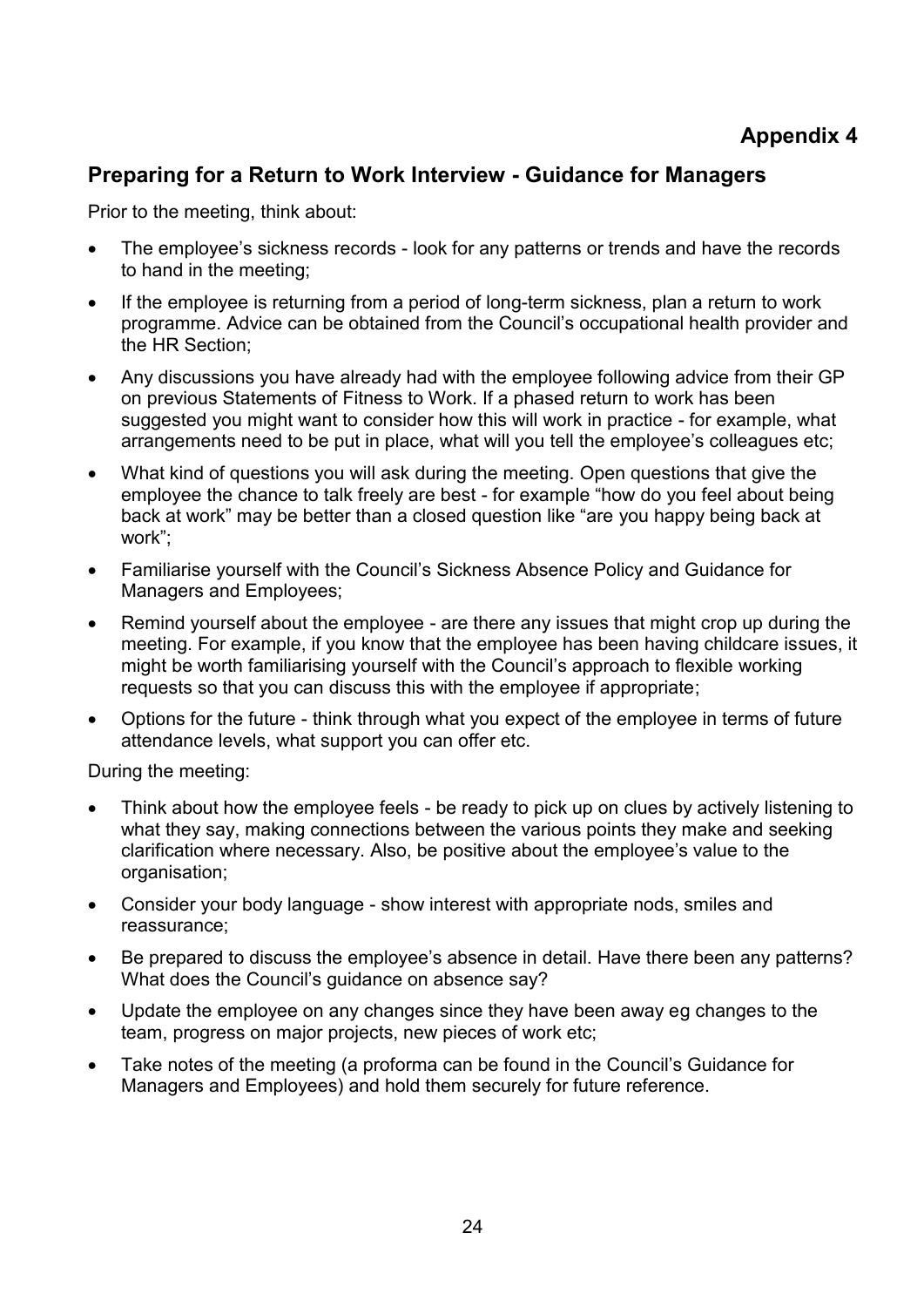**Appendix 4**

## Preparing for a Return to Work Interview - Guidance for Managers

Prior to the meeting, think about:

- The employee's sickness records - look for any patterns or trends and have the records to hand in the meeting;
- If the employee is returning from a period of long-term sickness, plan a return to work programme. Advice can be obtained from the Council's occupational health provider and the HR Section;
- Any discussions you have already had with the employee following advice from their GP on previous Statements of Fitness to Work. If a phased return to work has been suggested you might want to consider how this will work in practice - for example, what arrangements need to be put in place, what will you tell the employee's colleagues etc;
- What kind of questions you will ask during the meeting. Open questions that give the employee the chance to talk freely are best - for example "how do you feel about being back at work" may be better than a closed question like "are you happy being back at work";
- Familiarise yourself with the Council's Sickness Absence Policy and Guidance for Managers and Employees;
- Remind yourself about the employee - are there any issues that might crop up during the meeting. For example, if you know that the employee has been having childcare issues, it might be worth familiarising yourself with the Council's approach to flexible working requests so that you can discuss this with the employee if appropriate;
- Options for the future - think through what you expect of the employee in terms of future attendance levels, what support you can offer etc.

During the meeting:

- Think about how the employee feels - be ready to pick up on clues by actively listening to what they say, making connections between the various points they make and seeking clarification where necessary. Also, be positive about the employee's value to the organisation;
- Consider your body language - show interest with appropriate nods, smiles and reassurance;
- Be prepared to discuss the employee's absence in detail. Have there been any patterns? What does the Council's guidance on absence say?
- Update the employee on any changes since they have been away eg changes to the team, progress on major projects, new pieces of work etc;
- Take notes of the meeting (a proforma can be found in the Council's Guidance for Managers and Employees) and hold them securely for future reference.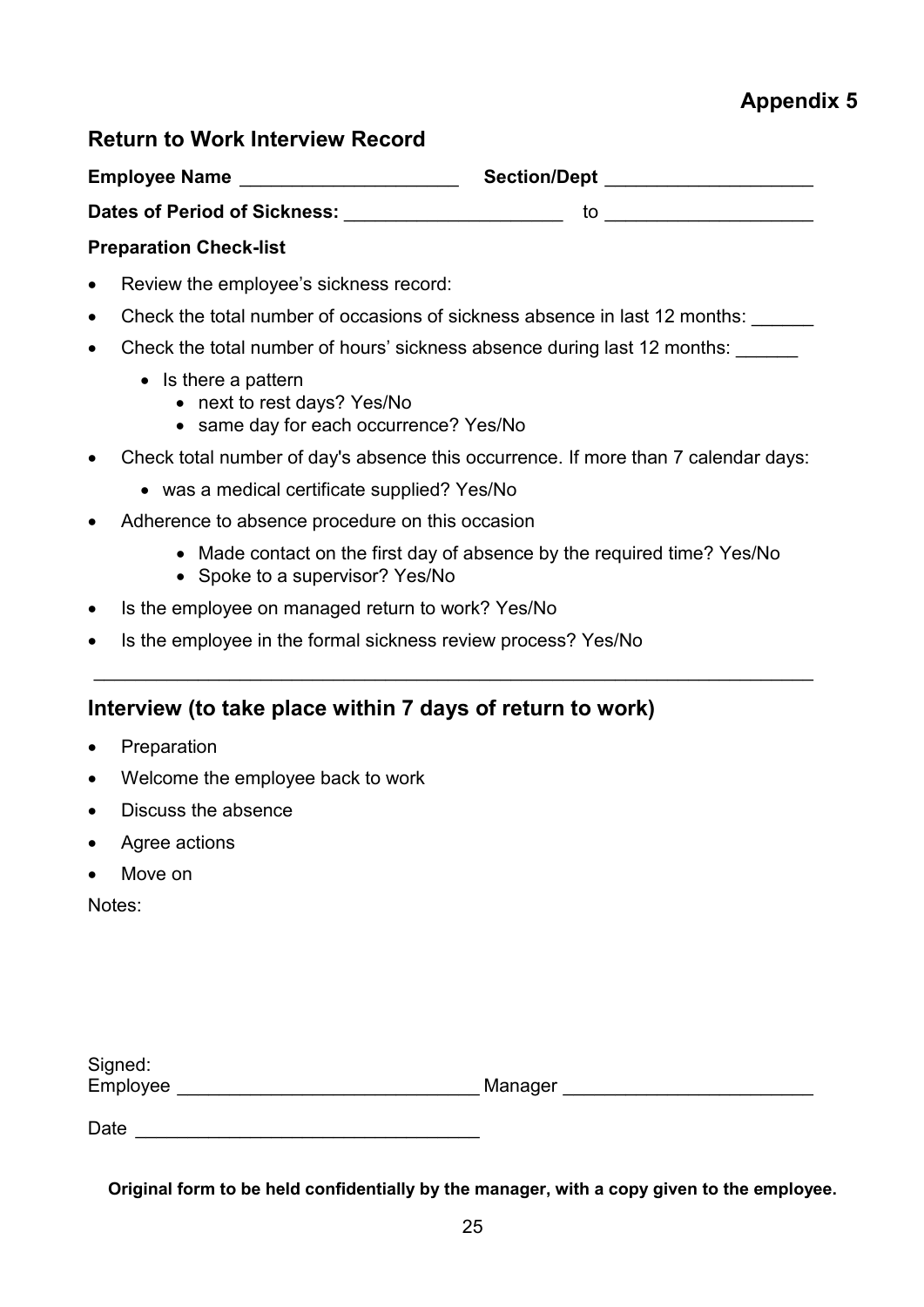**Appendix 5**

## Return to Work Interview Record

**Employee Name** _____________________ **Section/Dept** ____________________

**Dates of Period of Sickness:** _____________________ to ____________________

**Preparation Check-list**

- Review the employee's sickness record:
- Check the total number of occasions of sickness absence in last 12 months: ______
- Check the total number of hours' sickness absence during last 12 months: ______
  - Is there a pattern
    - next to rest days? Yes/No
    - same day for each occurrence? Yes/No
- Check total number of day's absence this occurrence. If more than 7 calendar days:
  - was a medical certificate supplied? Yes/No
- Adherence to absence procedure on this occasion
  - Made contact on the first day of absence by the required time? Yes/No
  - Spoke to a supervisor? Yes/No
- Is the employee on managed return to work? Yes/No
- Is the employee in the formal sickness review process? Yes/No

---

## Interview (to take place within 7 days of return to work)

- Preparation
- Welcome the employee back to work
- Discuss the absence
- Agree actions
- Move on

Notes:

Signed:
Employee _____________________________ Manager ________________________

Date _________________________________

**Original form to be held confidentially by the manager, with a copy given to the employee.**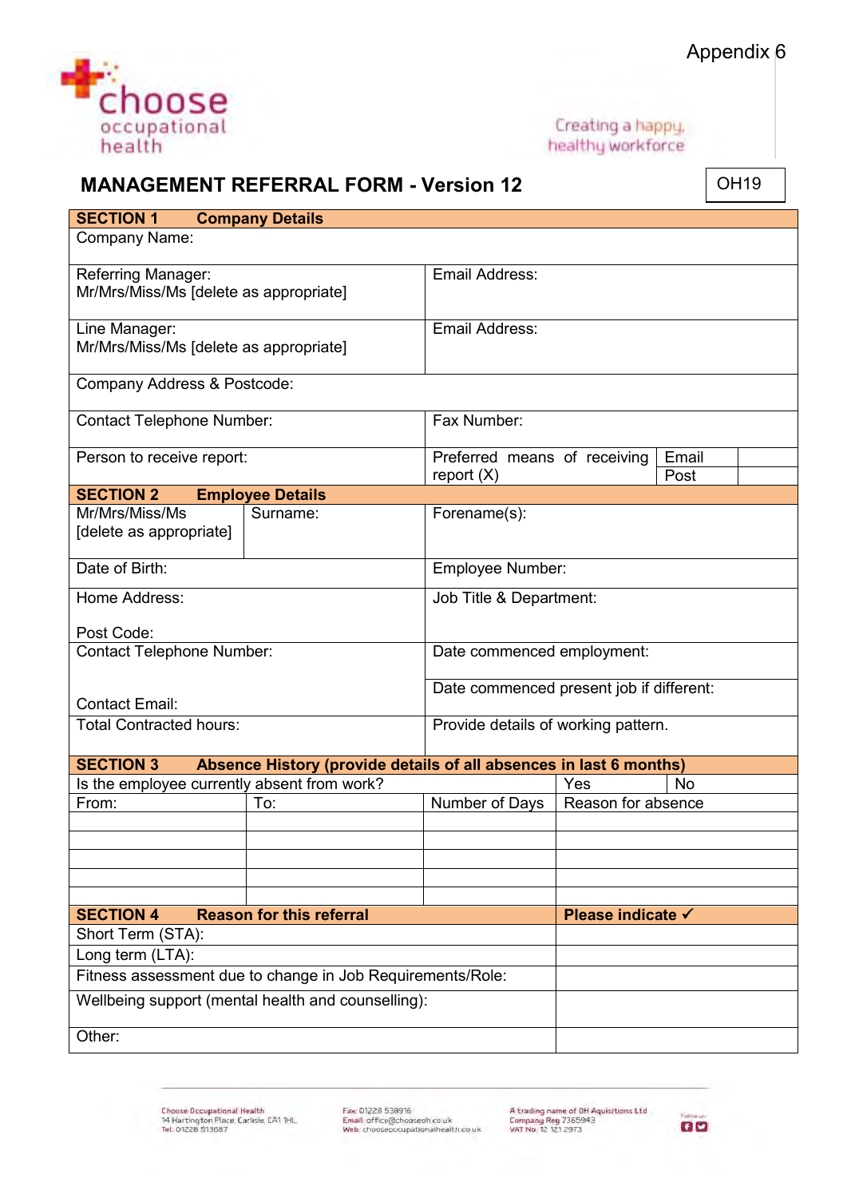Appendix 6

choose occupational health

Creating a happy, healthy workforce

# MANAGEMENT REFERRAL FORM - Version 12

OH19

| | | | |
|---|---|---|---|
| **SECTION 1 Company Details** | | | |
| Company Name: | | | |
| Referring Manager:<br>Mr/Mrs/Miss/Ms [delete as appropriate] | Email Address: | | |
| Line Manager:<br>Mr/Mrs/Miss/Ms [delete as appropriate] | Email Address: | | |
| Company Address & Postcode: | | | |
| Contact Telephone Number: | Fax Number: | | |
| Person to receive report: | Preferred means of receiving report (X) | Email | |
| | | Post | |

| | | | |
|---|---|---|---|
| **SECTION 2 Employee Details** | | | |
| Mr/Mrs/Miss/Ms<br>[delete as appropriate] | Surname: | Forename(s): | |
| Date of Birth: | | Employee Number: | |
| Home Address:<br><br>Post Code: | | Job Title & Department: | |
| Contact Telephone Number:<br><br>Contact Email: | | Date commenced employment:<br><br>Date commenced present job if different: | |
| Total Contracted hours: | | Provide details of working pattern. | |

| | | | | |
|---|---|---|---|---|
| **SECTION 3 Absence History (provide details of all absences in last 6 months)** | | | | |
| Is the employee currently absent from work? | | | Yes | No |
| From: | To: | Number of Days | Reason for absence | |
| | | | | |
| | | | | |
| | | | | |
| | | | | |
| | | | | |

| | |
|---|---|
| **SECTION 4 Reason for this referral** | **Please indicate ✓** |
| Short Term (STA): | |
| Long term (LTA): | |
| Fitness assessment due to change in Job Requirements/Role: | |
| Wellbeing support (mental health and counselling): | |
| Other: | |

Choose Occupational Health
14 Hartington Place, Carlisle, CA1 1HL
Tel: 01228 513687

Fax: 01228 538916
Email: office@chooseoh.co.uk
Web: chooseoccupationalhealth.co.uk

A trading name of OH Aquisitions Ltd
Company Reg 7365943
VAT No. 12 121 2973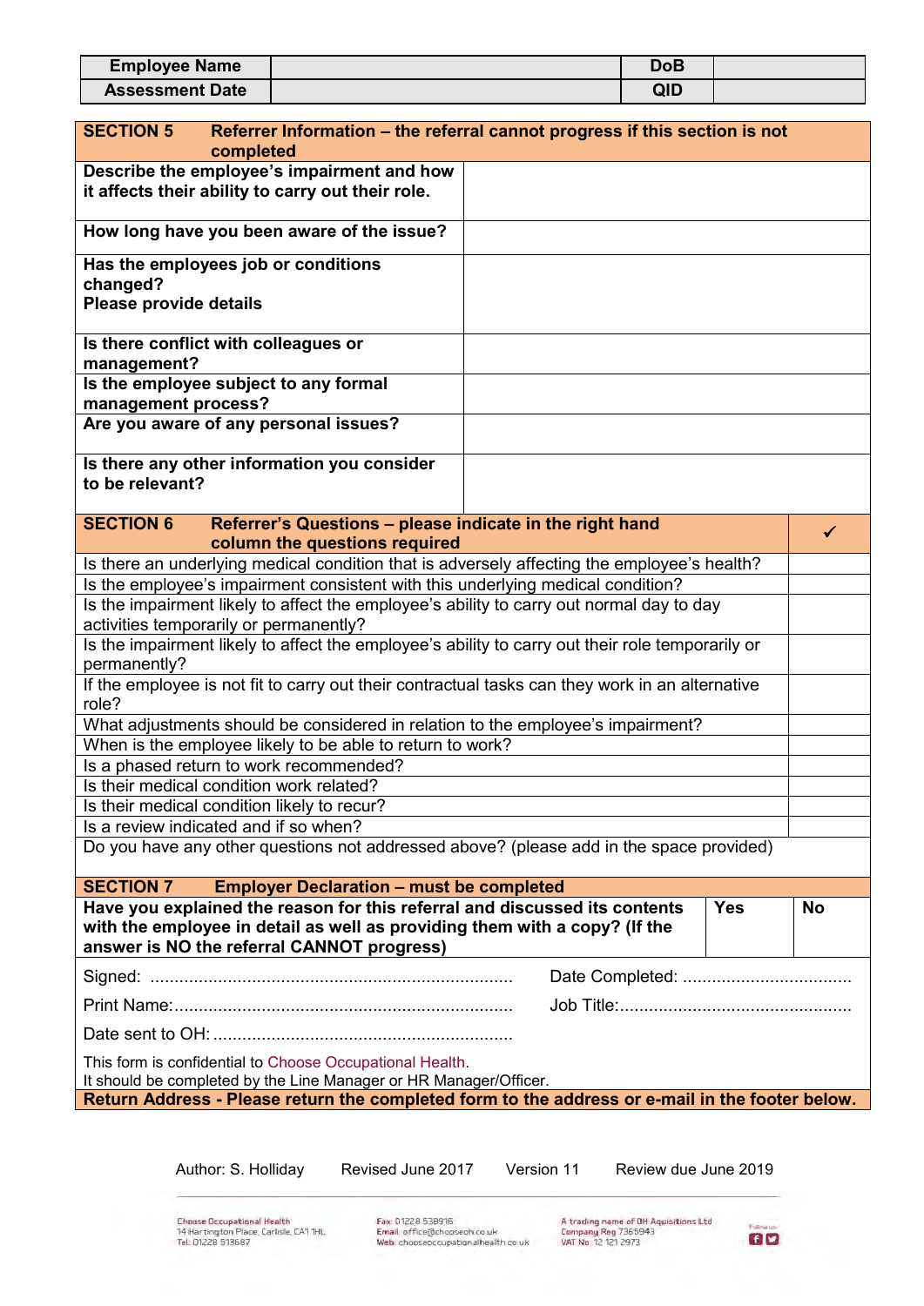| Employee Name | | DoB | |
|---|---|---|---|
| Assessment Date | | QID | |

| SECTION 5 Referrer Information – the referral cannot progress if this section is not completed | |
|---|---|
| Describe the employee's impairment and how it affects their ability to carry out their role. | |
| How long have you been aware of the issue? | |
| Has the employees job or conditions changed? Please provide details | |
| Is there conflict with colleagues or management? | |
| Is the employee subject to any formal management process? | |
| Are you aware of any personal issues? | |
| Is there any other information you consider to be relevant? | |

| SECTION 6 Referrer's Questions – please indicate in the right hand column the questions required | ✓ |
|---|---|
| Is there an underlying medical condition that is adversely affecting the employee's health? | |
| Is the employee's impairment consistent with this underlying medical condition? | |
| Is the impairment likely to affect the employee's ability to carry out normal day to day activities temporarily or permanently? | |
| Is the impairment likely to affect the employee's ability to carry out their role temporarily or permanently? | |
| If the employee is not fit to carry out their contractual tasks can they work in an alternative role? | |
| What adjustments should be considered in relation to the employee's impairment? | |
| When is the employee likely to be able to return to work? | |
| Is a phased return to work recommended? | |
| Is their medical condition work related? | |
| Is their medical condition likely to recur? | |
| Is a review indicated and if so when? | |
| Do you have any other questions not addressed above? (please add in the space provided) | |

| SECTION 7 Employer Declaration – must be completed | | |
|---|---|---|
| Have you explained the reason for this referral and discussed its contents with the employee in detail as well as providing them with a copy? (If the answer is NO the referral CANNOT progress) | Yes | No |

Signed: ........................................................................... Date Completed: ...................................

Print Name:...................................................................... Job Title:................................................

Date sent to OH: .............................................................

This form is confidential to Choose Occupational Health.
It should be completed by the Line Manager or HR Manager/Officer.

**Return Address - Please return the completed form to the address or e-mail in the footer below.**

Author: S. Holliday Revised June 2017 Version 11 Review due June 2019

Choose Occupational Health
14 Hartington Place, Carlisle, CA1 1HL
Tel: 01228 513687

Fax: 01228 538916
Email: office@chooseoh.co.uk
Web: chooseoccupationalhealth.co.uk

A trading name of OH Aquisitions Ltd
Company Reg 7365943
VAT No: 12 121 2973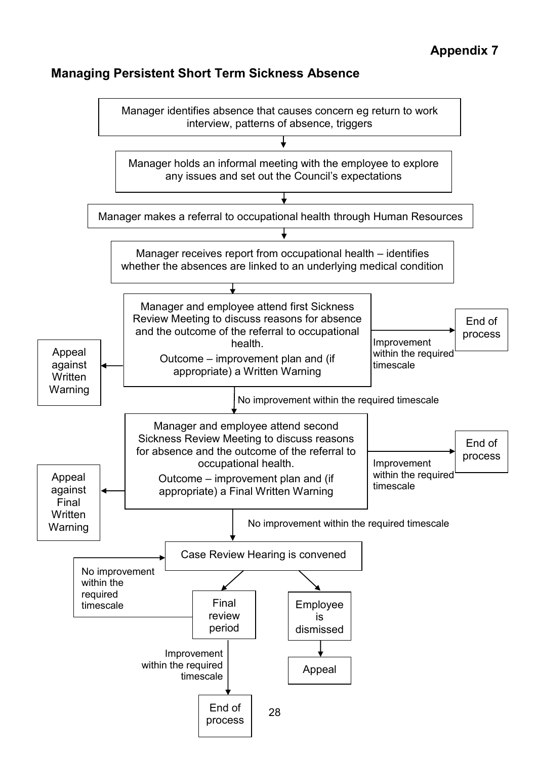**Appendix 7**

## Managing Persistent Short Term Sickness Absence

Manager identifies absence that causes concern eg return to work interview, patterns of absence, triggers

Manager holds an informal meeting with the employee to explore any issues and set out the Council's expectations

Manager makes a referral to occupational health through Human Resources

Manager receives report from occupational health – identifies whether the absences are linked to an underlying medical condition

Manager and employee attend first Sickness Review Meeting to discuss reasons for absence and the outcome of the referral to occupational health.

Outcome – improvement plan and (if appropriate) a Written Warning

Appeal against Written Warning

Improvement within the required timescale

End of process

No improvement within the required timescale

Manager and employee attend second Sickness Review Meeting to discuss reasons for absence and the outcome of the referral to occupational health.

Outcome – improvement plan and (if appropriate) a Final Written Warning

Appeal against Final Written Warning

Improvement within the required timescale

End of process

No improvement within the required timescale

Case Review Hearing is convened

Final review period

No improvement within the required timescale

Improvement within the required timescale

End of process

Employee is dismissed

Appeal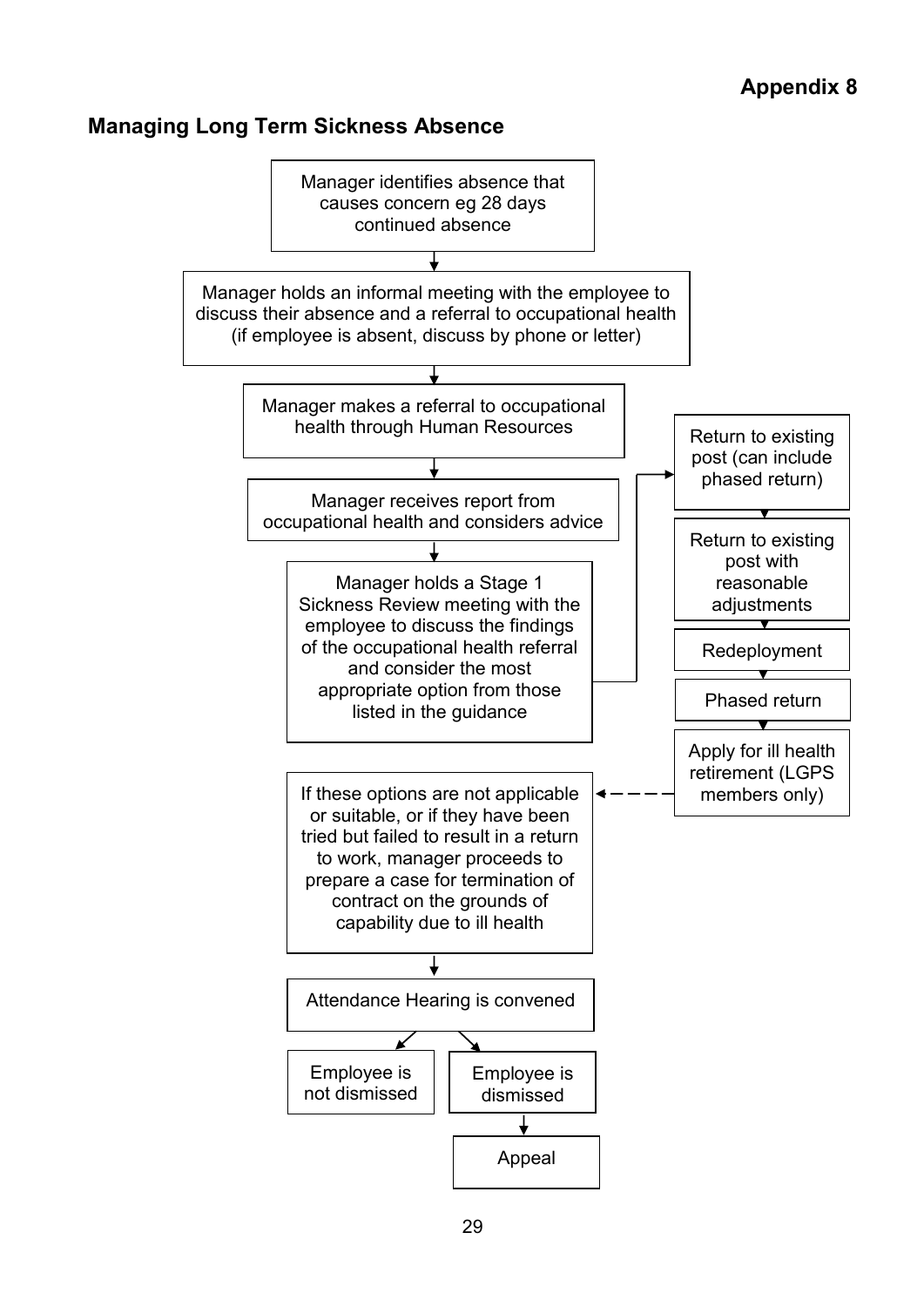**Appendix 8**

## Managing Long Term Sickness Absence

Manager identifies absence that causes concern eg 28 days continued absence

Manager holds an informal meeting with the employee to discuss their absence and a referral to occupational health (if employee is absent, discuss by phone or letter)

Manager makes a referral to occupational health through Human Resources

Manager receives report from occupational health and considers advice

Manager holds a Stage 1 Sickness Review meeting with the employee to discuss the findings of the occupational health referral and consider the most appropriate option from those listed in the guidance

Return to existing post (can include phased return)

Return to existing post with reasonable adjustments

Redeployment

Phased return

Apply for ill health retirement (LGPS members only)

If these options are not applicable or suitable, or if they have been tried but failed to result in a return to work, manager proceeds to prepare a case for termination of contract on the grounds of capability due to ill health

Attendance Hearing is convened

Employee is not dismissed

Employee is dismissed

Appeal